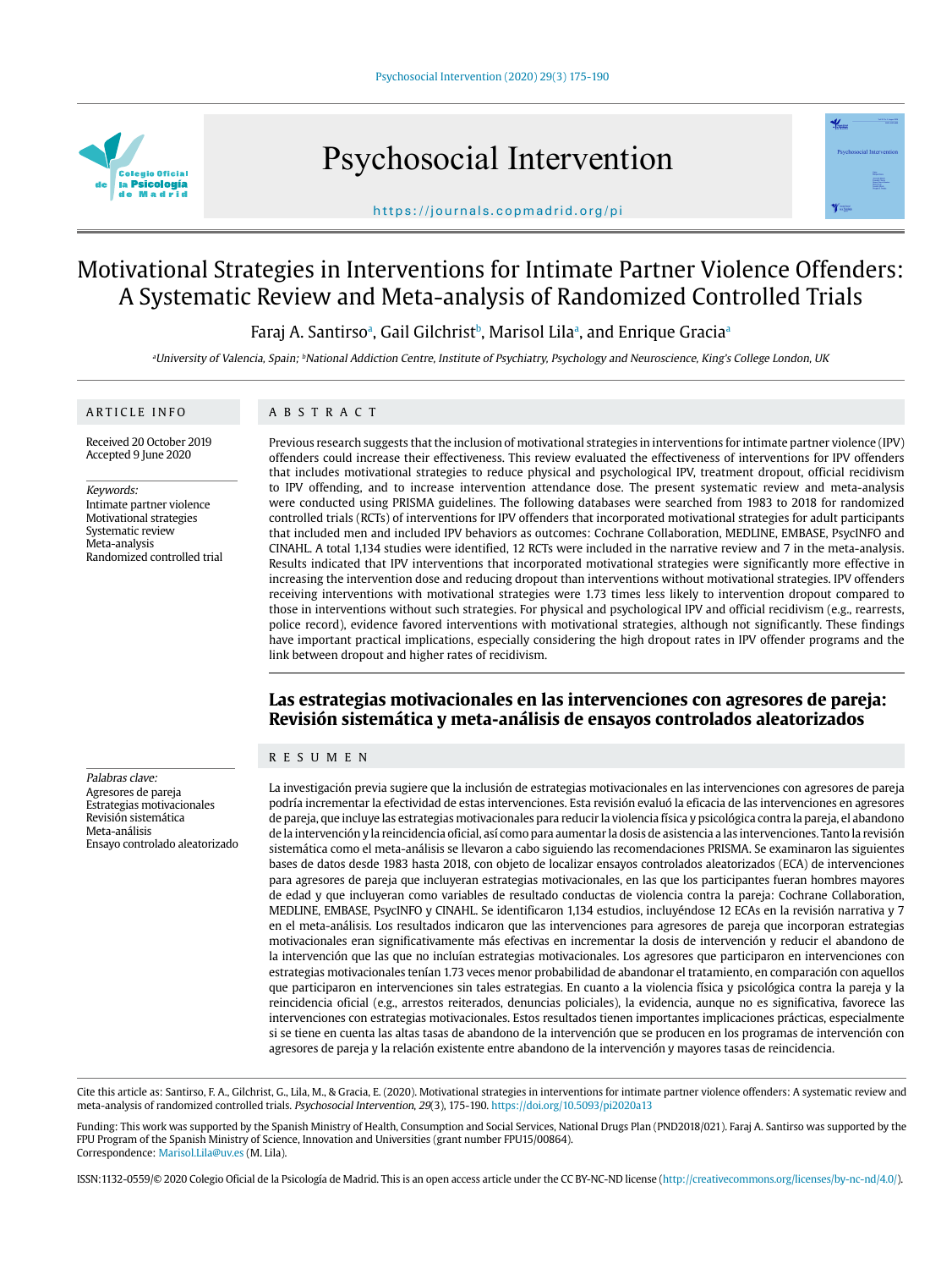# Motivational Strategies in Interventions for Intimate Partner Violence Offenders: A Systematic Review and Meta-analysis of Randomized Controlled Trials

Faraj A. Santirso[a], Gail Gilchrist[b], Marisol Lila[a], and Enrique Gracia[a]

[a]University of Valencia, Spain; [b]National Addiction Centre, Institute of Psychiatry, Psychology and Neuroscience, King's College London, UK

## ARTICLE INFO

Received 20 October 2019
Accepted 9 June 2020

*Keywords:*
Intimate partner violence
Motivational strategies
Systematic review
Meta-analysis
Randomized controlled trial

## ABSTRACT

Previous research suggests that the inclusion of motivational strategies in interventions for intimate partner violence (IPV) offenders could increase their effectiveness. This review evaluated the effectiveness of interventions for IPV offenders that includes motivational strategies to reduce physical and psychological IPV, treatment dropout, official recidivism to IPV offending, and to increase intervention attendance dose. The present systematic review and meta-analysis were conducted using PRISMA guidelines. The following databases were searched from 1983 to 2018 for randomized controlled trials (RCTs) of interventions for IPV offenders that incorporated motivational strategies for adult participants that included men and included IPV behaviors as outcomes: Cochrane Collaboration, MEDLINE, EMBASE, PsycINFO and CINAHL. A total 1,134 studies were identified, 12 RCTs were included in the narrative review and 7 in the meta-analysis. Results indicated that IPV interventions that incorporated motivational strategies were significantly more effective in increasing the intervention dose and reducing dropout than interventions without motivational strategies. IPV offenders receiving interventions with motivational strategies were 1.73 times less likely to intervention dropout compared to those in interventions without such strategies. For physical and psychological IPV and official recidivism (e.g., rearrests, police record), evidence favored interventions with motivational strategies, although not significantly. These findings have important practical implications, especially considering the high dropout rates in IPV offender programs and the link between dropout and higher rates of recidivism.

## Las estrategias motivacionales en las intervenciones con agresores de pareja: Revisión sistemática y meta-análisis de ensayos controlados aleatorizados

*Palabras clave:*
Agresores de pareja
Estrategias motivacionales
Revisión sistemática
Meta-análisis
Ensayo controlado aleatorizado

## RESUMEN

La investigación previa sugiere que la inclusión de estrategias motivacionales en las intervenciones con agresores de pareja podría incrementar la efectividad de estas intervenciones. Esta revisión evaluó la eficacia de las intervenciones en agresores de pareja, que incluye las estrategias motivacionales para reducir la violencia física y psicológica contra la pareja, el abandono de la intervención y la reincidencia oficial, así como para aumentar la dosis de asistencia a las intervenciones. Tanto la revisión sistemática como el meta-análisis se llevaron a cabo siguiendo las recomendaciones PRISMA. Se examinaron las siguientes bases de datos desde 1983 hasta 2018, con objeto de localizar ensayos controlados aleatorizados (ECA) de intervenciones para agresores de pareja que incluyeran estrategias motivacionales, en las que los participantes fueran hombres mayores de edad y que incluyeran como variables de resultado conductas de violencia contra la pareja: Cochrane Collaboration, MEDLINE, EMBASE, PsycINFO y CINAHL. Se identificaron 1,134 estudios, incluyéndose 12 ECAs en la revisión narrativa y 7 en el meta-análisis. Los resultados indicaron que las intervenciones para agresores de pareja que incorporaron estrategias motivacionales eran significativamente más efectivas en incrementar la dosis de intervención y reducir el abandono de la intervención que las que no incluían estrategias motivacionales. Los agresores que participaron en intervenciones con estrategias motivacionales tenían 1.73 veces menor probabilidad de abandonar el tratamiento, en comparación con aquellos que participaron en intervenciones sin tales estrategias. En cuanto a la violencia física y psicológica contra la pareja y la reincidencia oficial (e.g., arrestos reiterados, denuncias policiales), la evidencia, aunque no es significativa, favorece las intervenciones con estrategias motivacionales. Estos resultados tienen importantes implicaciones prácticas, especialmente si se tiene en cuenta las altas tasas de abandono de la intervención que se producen en los programas de intervención con agresores de pareja y la relación existente entre abandono de la intervención y mayores tasas de reincidencia.

Cite this article as: Santirso, F. A., Gilchrist, G., Lila, M., & Gracia, E. (2020). Motivational strategies in interventions for intimate partner violence offenders: A systematic review and meta-analysis of randomized controlled trials. *Psychosocial Intervention, 29*(3), 175-190. https://doi.org/10.5093/pi2020a13

Funding: This work was supported by the Spanish Ministry of Health, Consumption and Social Services, National Drugs Plan (PND2018/021). Faraj A. Santirso was supported by the FPU Program of the Spanish Ministry of Science, Innovation and Universities (grant number FPU15/00864).
Correspondence: Marisol.Lila@uv.es (M. Lila).

ISSN:1132-0559/© 2020 Colegio Oficial de la Psicología de Madrid. This is an open access article under the CC BY-NC-ND license (http://creativecommons.org/licenses/by-nc-nd/4.0/).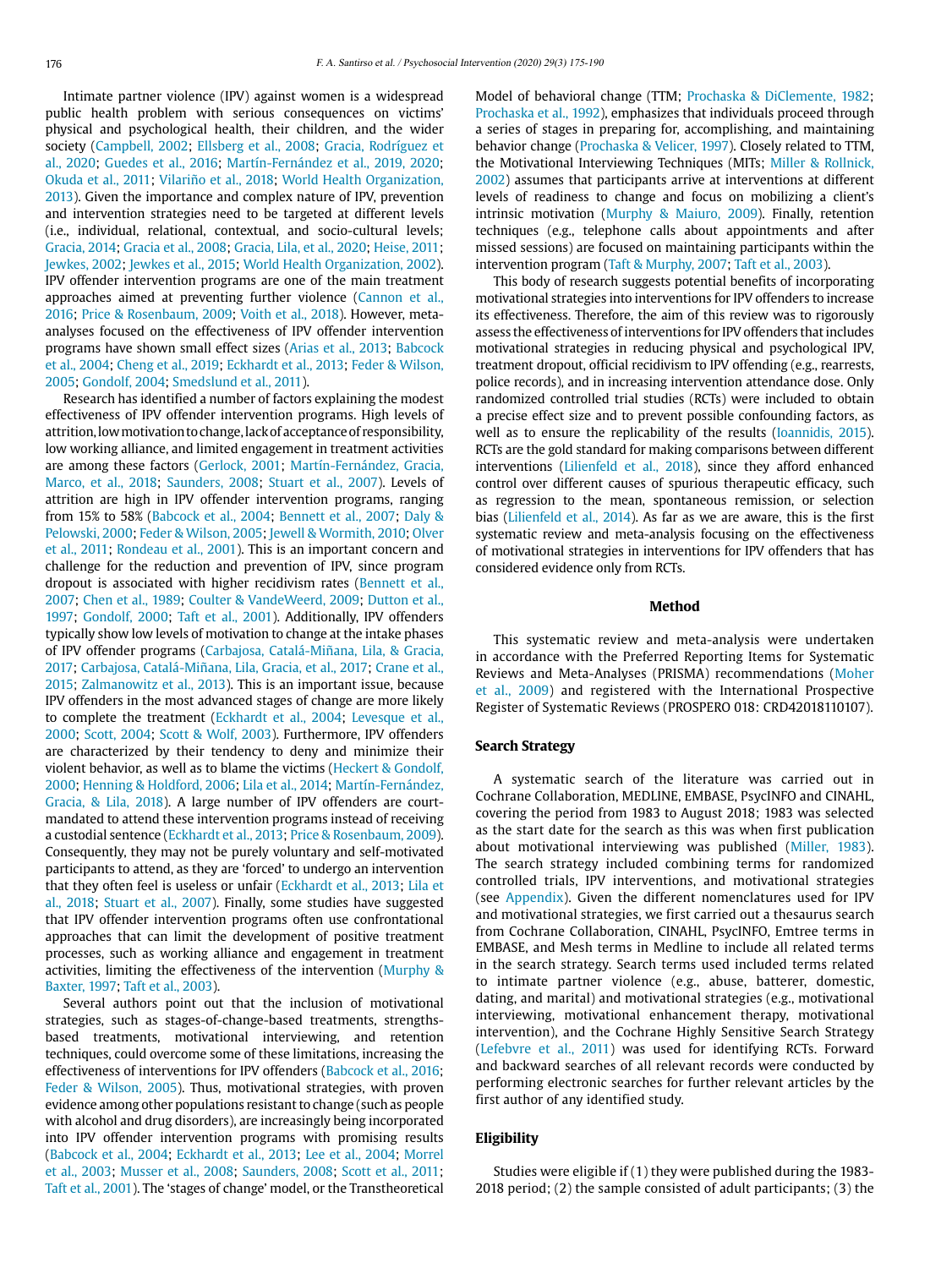Intimate partner violence (IPV) against women is a widespread public health problem with serious consequences on victims' physical and psychological health, their children, and the wider society (Campbell, 2002; Ellsberg et al., 2008; Gracia, Rodríguez et al., 2020; Guedes et al., 2016; Martín-Fernández et al., 2019, 2020; Okuda et al., 2011; Vilariño et al., 2018; World Health Organization, 2013). Given the importance and complex nature of IPV, prevention and intervention strategies need to be targeted at different levels (i.e., individual, relational, contextual, and socio-cultural levels; Gracia, 2014; Gracia et al., 2008; Gracia, Lila, et al., 2020; Heise, 2011; Jewkes, 2002; Jewkes et al., 2015; World Health Organization, 2002). IPV offender intervention programs are one of the main treatment approaches aimed at preventing further violence (Cannon et al., 2016; Price & Rosenbaum, 2009; Voith et al., 2018). However, meta-analyses focused on the effectiveness of IPV offender intervention programs have shown small effect sizes (Arias et al., 2013; Babcock et al., 2004; Cheng et al., 2019; Eckhardt et al., 2013; Feder & Wilson, 2005; Gondolf, 2004; Smedslund et al., 2011).

Research has identified a number of factors explaining the modest effectiveness of IPV offender intervention programs. High levels of attrition, low motivation to change, lack of acceptance of responsibility, low working alliance, and limited engagement in treatment activities are among these factors (Gerlock, 2001; Martín-Fernández, Gracia, Marco, et al., 2018; Saunders, 2008; Stuart et al., 2007). Levels of attrition are high in IPV offender intervention programs, ranging from 15% to 58% (Babcock et al., 2004; Bennett et al., 2007; Daly & Pelowski, 2000; Feder & Wilson, 2005; Jewell & Wormith, 2010; Olver et al., 2011; Rondeau et al., 2001). This is an important concern and challenge for the reduction and prevention of IPV, since program dropout is associated with higher recidivism rates (Bennett et al., 2007; Chen et al., 1989; Coulter & VandeWeerd, 2009; Dutton et al., 1997; Gondolf, 2000; Taft et al., 2001). Additionally, IPV offenders typically show low levels of motivation to change at the intake phases of IPV offender programs (Carbajosa, Catalá-Miñana, Lila, & Gracia, 2017; Carbajosa, Catalá-Miñana, Lila, Gracia, et al., 2017; Crane et al., 2015; Zalmanowitz et al., 2013). This is an important issue, because IPV offenders in the most advanced stages of change are more likely to complete the treatment (Eckhardt et al., 2004; Levesque et al., 2000; Scott, 2004; Scott & Wolf, 2003). Furthermore, IPV offenders are characterized by their tendency to deny and minimize their violent behavior, as well as to blame the victims (Heckert & Gondolf, 2000; Henning & Holdford, 2006; Lila et al., 2014; Martín-Fernández, Gracia, & Lila, 2018). A large number of IPV offenders are court-mandated to attend these intervention programs instead of receiving a custodial sentence (Eckhardt et al., 2013; Price & Rosenbaum, 2009). Consequently, they may not be purely voluntary and self-motivated participants to attend, as they are 'forced' to undergo an intervention that they often feel is useless or unfair (Eckhardt et al., 2013; Lila et al., 2018; Stuart et al., 2007). Finally, some studies have suggested that IPV offender intervention programs often use confrontational approaches that can limit the development of positive treatment processes, such as working alliance and engagement in treatment activities, limiting the effectiveness of the intervention (Murphy & Baxter, 1997; Taft et al., 2003).

Several authors point out that the inclusion of motivational strategies, such as stages-of-change-based treatments, strengths-based treatments, motivational interviewing, and retention techniques, could overcome some of these limitations, increasing the effectiveness of interventions for IPV offenders (Babcock et al., 2016; Feder & Wilson, 2005). Thus, motivational strategies, with proven evidence among other populations resistant to change (such as people with alcohol and drug disorders), are increasingly being incorporated into IPV offender intervention programs with promising results (Babcock et al., 2004; Eckhardt et al., 2013; Lee et al., 2004; Morrel et al., 2003; Musser et al., 2008; Saunders, 2008; Scott et al., 2011; Taft et al., 2001). The 'stages of change' model, or the Transtheoretical Model of behavioral change (TTM; Prochaska & DiClemente, 1982; Prochaska et al., 1992), emphasizes that individuals proceed through a series of stages in preparing for, accomplishing, and maintaining behavior change (Prochaska & Velicer, 1997). Closely related to TTM, the Motivational Interviewing Techniques (MITs; Miller & Rollnick, 2002) assumes that participants arrive at interventions at different levels of readiness to change and focus on mobilizing a client's intrinsic motivation (Murphy & Maiuro, 2009). Finally, retention techniques (e.g., telephone calls about appointments and after missed sessions) are focused on maintaining participants within the intervention program (Taft & Murphy, 2007; Taft et al., 2003).

This body of research suggests potential benefits of incorporating motivational strategies into interventions for IPV offenders to increase its effectiveness. Therefore, the aim of this review was to rigorously assess the effectiveness of interventions for IPV offenders that includes motivational strategies in reducing physical and psychological IPV, treatment dropout, official recidivism to IPV offending (e.g., rearrests, police records), and in increasing intervention attendance dose. Only randomized controlled trial studies (RCTs) were included to obtain a precise effect size and to prevent possible confounding factors, as well as to ensure the replicability of the results (Ioannidis, 2015). RCTs are the gold standard for making comparisons between different interventions (Lilienfeld et al., 2018), since they afford enhanced control over different causes of spurious therapeutic efficacy, such as regression to the mean, spontaneous remission, or selection bias (Lilienfeld et al., 2014). As far as we are aware, this is the first systematic review and meta-analysis focusing on the effectiveness of motivational strategies in interventions for IPV offenders that has considered evidence only from RCTs.

## Method

This systematic review and meta-analysis were undertaken in accordance with the Preferred Reporting Items for Systematic Reviews and Meta-Analyses (PRISMA) recommendations (Moher et al., 2009) and registered with the International Prospective Register of Systematic Reviews (PROSPERO 018: CRD42018110107).

### Search Strategy

A systematic search of the literature was carried out in Cochrane Collaboration, MEDLINE, EMBASE, PsycINFO and CINAHL, covering the period from 1983 to August 2018; 1983 was selected as the start date for the search as this was when first publication about motivational interviewing was published (Miller, 1983). The search strategy included combining terms for randomized controlled trials, IPV interventions, and motivational strategies (see Appendix). Given the different nomenclatures used for IPV and motivational strategies, we first carried out a thesaurus search from Cochrane Collaboration, CINAHL, PsycINFO, Emtree terms in EMBASE, and Mesh terms in Medline to include all related terms in the search strategy. Search terms used included terms related to intimate partner violence (e.g., abuse, batterer, domestic, dating, and marital) and motivational strategies (e.g., motivational interviewing, motivational enhancement therapy, motivational intervention), and the Cochrane Highly Sensitive Search Strategy (Lefebvre et al., 2011) was used for identifying RCTs. Forward and backward searches of all relevant records were conducted by performing electronic searches for further relevant articles by the first author of any identified study.

### Eligibility

Studies were eligible if (1) they were published during the 1983-2018 period; (2) the sample consisted of adult participants; (3) the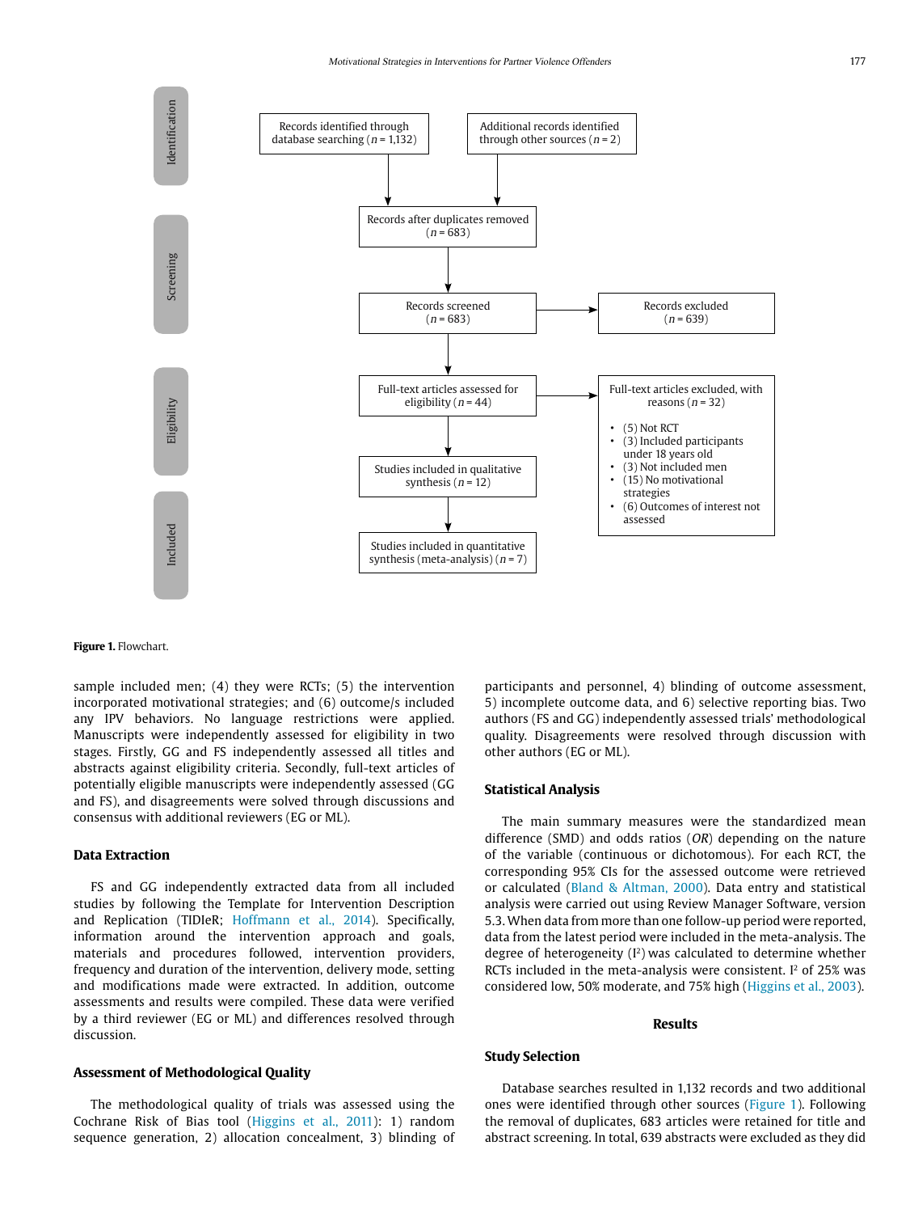**Identification**

Records identified through database searching ($n$ = 1,132)

Additional records identified through other sources ($n$ = 2)

**Screening**

Records after duplicates removed ($n$ = 683)

Records screened ($n$ = 683)

Records excluded ($n$ = 639)

**Eligibility**

Full-text articles assessed for eligibility ($n$ = 44)

Full-text articles excluded, with reasons ($n$ = 32)

- (5) Not RCT
- (3) Included participants under 18 years old
- (3) Not included men
- (15) No motivational strategies
- (6) Outcomes of interest not assessed

Studies included in qualitative synthesis ($n$ = 12)

**Included**

Studies included in quantitative synthesis (meta-analysis) ($n$ = 7)

**Figure 1.** Flowchart.

sample included men; (4) they were RCTs; (5) the intervention incorporated motivational strategies; and (6) outcome/s included any IPV behaviors. No language restrictions were applied. Manuscripts were independently assessed for eligibility in two stages. Firstly, GG and FS independently assessed all titles and abstracts against eligibility criteria. Secondly, full-text articles of potentially eligible manuscripts were independently assessed (GG and FS), and disagreements were solved through discussions and consensus with additional reviewers (EG or ML).

### Data Extraction

FS and GG independently extracted data from all included studies by following the Template for Intervention Description and Replication (TIDIeR; Hoffmann et al., 2014). Specifically, information around the intervention approach and goals, materials and procedures followed, intervention providers, frequency and duration of the intervention, delivery mode, setting and modifications made were extracted. In addition, outcome assessments and results were compiled. These data were verified by a third reviewer (EG or ML) and differences resolved through discussion.

### Assessment of Methodological Quality

The methodological quality of trials was assessed using the Cochrane Risk of Bias tool (Higgins et al., 2011): 1) random sequence generation, 2) allocation concealment, 3) blinding of participants and personnel, 4) blinding of outcome assessment, 5) incomplete outcome data, and 6) selective reporting bias. Two authors (FS and GG) independently assessed trials' methodological quality. Disagreements were resolved through discussion with other authors (EG or ML).

### Statistical Analysis

The main summary measures were the standardized mean difference (SMD) and odds ratios (*OR*) depending on the nature of the variable (continuous or dichotomous). For each RCT, the corresponding 95% CIs for the assessed outcome were retrieved or calculated (Bland & Altman, 2000). Data entry and statistical analysis were carried out using Review Manager Software, version 5.3. When data from more than one follow-up period were reported, data from the latest period were included in the meta-analysis. The degree of heterogeneity ($I^2$) was calculated to determine whether RCTs included in the meta-analysis were consistent. $I^2$ of 25% was considered low, 50% moderate, and 75% high (Higgins et al., 2003).

## Results

### Study Selection

Database searches resulted in 1,132 records and two additional ones were identified through other sources (Figure 1). Following the removal of duplicates, 683 articles were retained for title and abstract screening. In total, 639 abstracts were excluded as they did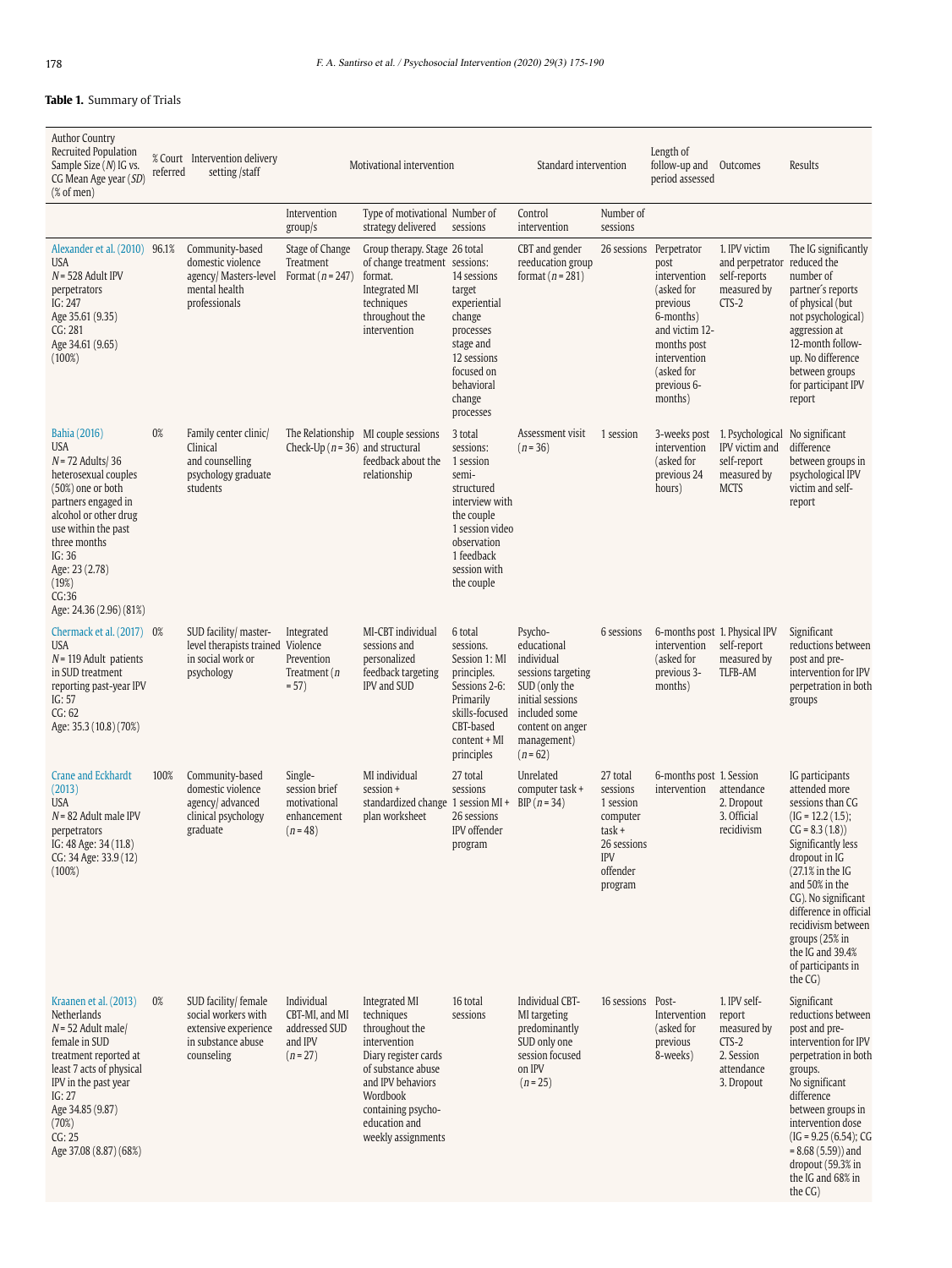**Table 1.** Summary of Trials

| Author Country Recruited Population Sample Size (*N*) IG vs. CG Mean Age year (*SD*) (% of men) | % Court referred | Intervention delivery setting /staff | Motivational intervention | | | Standard intervention | | Length of follow-up and period assessed | Outcomes | Results |
|---|---|---|---|---|---|---|---|---|---|---|
| | | | Intervention group/s | Type of motivational strategy delivered | Number of sessions | Control intervention | Number of sessions | | | |
| Alexander et al. (2010) USA *N* = 528 Adult IPV perpetrators IG: 247 Age 35.61 (9.35) CG: 281 Age 34.61 (9.65) (100%) | 96.1% | Community-based domestic violence agency/ Masters-level mental health professionals | Stage of Change Treatment Format (*n* = 247) | Group therapy. Stage of change treatment format. Integrated MI techniques throughout the intervention | 26 total sessions: 14 sessions target experiential change processes stage and 12 sessions focused on behavioral change processes | CBT and gender reeducation group format (*n* = 281) | 26 sessions | Perpetrator post intervention (asked for previous 6-months) and victim 12-months post intervention (asked for previous 6-months) | 1. IPV victim and perpetrator self-reports measured by CTS-2 | The IG significantly reduced the number of partner´s reports of physical (but not psychological) aggression at 12-month follow-up. No difference between groups for participant IPV report |
| Bahia (2016) USA *N* = 72 Adults/ 36 heterosexual couples (50%) one or both partners engaged in alcohol or other drug use within the past three months IG: 36 Age: 23 (2.78) (19%) CG:36 Age: 24.36 (2.96) (81%) | 0% | Family center clinic/ Clinical and counselling psychology graduate students | The Relationship Check-Up (*n* = 36) | MI couple sessions and structural feedback about the relationship | 3 total sessions: 1 session semi-structured interview with the couple 1 session video observation 1 feedback session with the couple | Assessment visit (*n* = 36) | 1 session | 3-weeks post intervention (asked for previous 24 hours) | 1. Psychological IPV victim and self-report measured by MCTS | No significant difference between groups in psychological IPV victim and self-report |
| Chermack et al. (2017) USA *N* = 119 Adult patients in SUD treatment reporting past-year IPV IG: 57 CG: 62 Age: 35.3 (10.8) (70%) | 0% | SUD facility/ master-level therapists trained in social work or psychology | Integrated Violence Prevention Treatment (*n* = 57) | MI-CBT individual sessions and personalized feedback targeting IPV and SUD | 6 total sessions. Session 1: MI principles. Sessions 2-6: Primarily skills-focused CBT-based content + MI principles | Psycho-educational individual sessions targeting SUD (only the initial sessions included some content on anger management) (*n* = 62) | 6 sessions | 6-months post intervention (asked for previous 3-months) | 1. Physical IPV self-report measured by TLFB-AM | Significant reductions between post and pre-intervention for IPV perpetration in both groups |
| Crane and Eckhardt (2013) USA *N* = 82 Adult male IPV perpetrators IG: 48 Age: 34 (11.8) CG: 34 Age: 33.9 (12) (100%) | 100% | Community-based domestic violence agency/ advanced clinical psychology graduate | Single-session brief motivational enhancement (*n* = 48) | MI individual session + standardized change plan worksheet | 27 total sessions 1 session MI + 26 sessions IPV offender program | Unrelated computer task + BIP (*n* = 34) | 27 total sessions 1 session computer task + 26 sessions IPV offender program | 6-months post intervention | 1. Session attendance 2. Dropout 3. Official recidivism | IG participants attended more sessions than CG (IG = 12.2 (1.5); CG = 8.3 (1.8)) Significantly less dropout in IG (27.1% in the IG and 50% in the CG). No significant difference in official recidivism between groups (25% in the IG and 39.4% of participants in the CG) |
| Kraanen et al. (2013) Netherlands *N* = 52 Adult male/ female in SUD treatment reported at least 7 acts of physical IPV in the past year IG: 27 Age 34.85 (9.87) (70%) CG: 25 Age 37.08 (8.87) (68%) | 0% | SUD facility/ female social workers with extensive experience in substance abuse counseling | Individual CBT-MI, and MI addressed SUD and IPV (*n* = 27) | Integrated MI techniques throughout the intervention Diary register cards of substance abuse and IPV behaviors Wordbook containing psycho-education and weekly assignments | 16 total sessions | Individual CBT-MI targeting predominantly SUD only one session focused on IPV (*n* = 25) | 16 sessions | Post-Intervention (asked for previous 8-weeks) | 1. IPV self-report measured by CTS-2 2. Session attendance 3. Dropout | Significant reductions between post and pre-intervention for IPV perpetration in both groups. No significant difference between groups in intervention dose (IG = 9.25 (6.54); CG = 8.68 (5.59)) and dropout (59.3% in the IG and 68% in the CG) |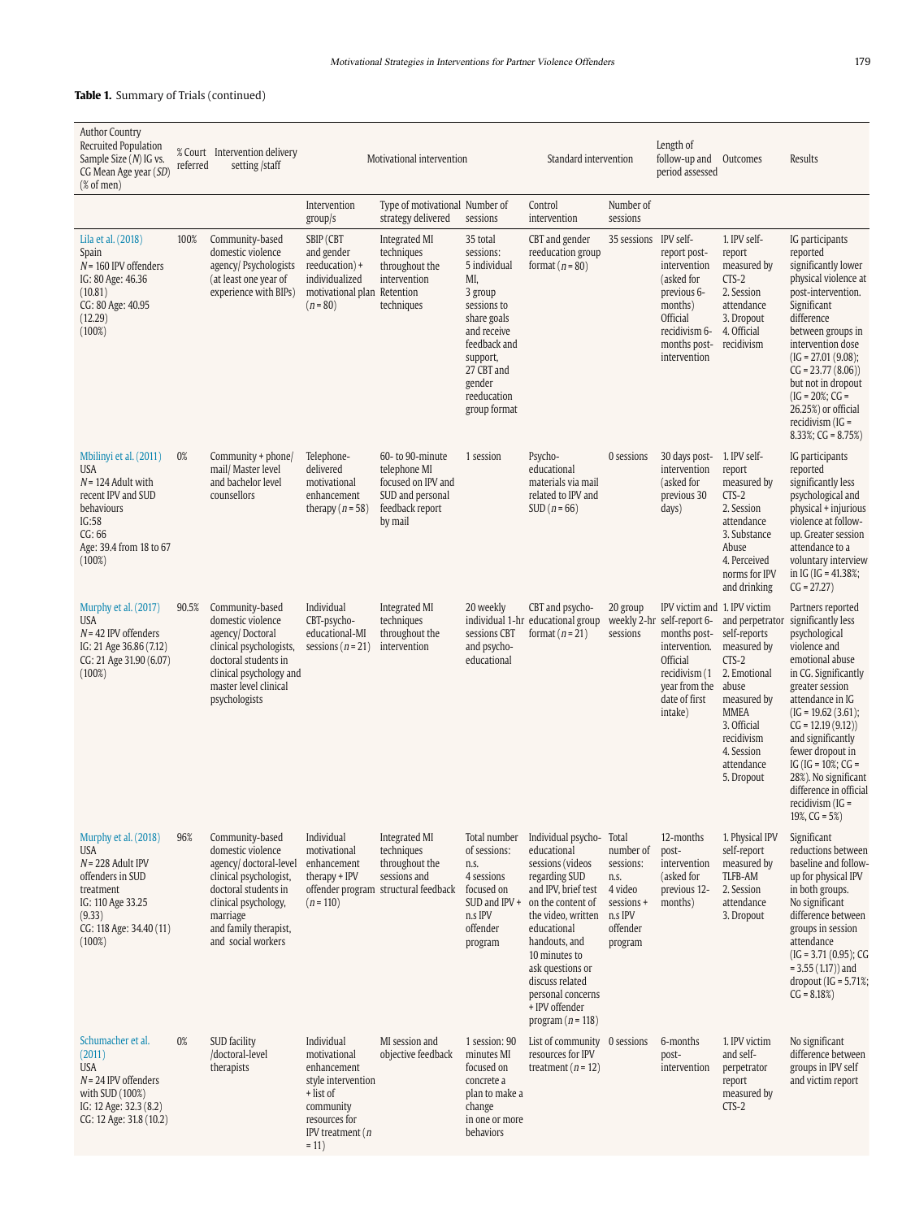**Table 1.** Summary of Trials (continued)

| Author Country Recruited Population Sample Size (*N*) IG vs. CG Mean Age year (*SD*) (% of men) | % Court referred | Intervention delivery setting /staff | Motivational intervention | | | Standard intervention | | Length of follow-up and period assessed | Outcomes | Results |
|---|---|---|---|---|---|---|---|---|---|---|
| | | | Intervention group/s | Type of motivational strategy delivered | Number of sessions | Control intervention | Number of sessions | | | |
| Lila et al. (2018) Spain *N* = 160 IPV offenders IG: 80 Age: 46.36 (10.81) CG: 80 Age: 40.95 (12.29) (100%) | 100% | Community-based domestic violence agency/ Psychologists (at least one year of experience with BIPs) | SBIP (CBT and gender reeducation) + individualized motivational plan (*n* = 80) | Integrated MI techniques throughout the intervention Retention techniques | 35 total sessions: 5 individual MI, 3 group sessions to share goals and receive feedback and support, 27 CBT and gender reeducation group format | CBT and gender reeducation group format (*n* = 80) | 35 sessions | IPV self-report post-intervention (asked for previous 6-months) Official recidivism 6-months post-intervention | 1. IPV self-report measured by CTS-2 2. Session attendance 3. Dropout 4. Official recidivism | IG participants reported significantly lower physical violence at post-intervention. Significant difference between groups in intervention dose (IG = 27.01 (9.08); CG = 23.77 (8.06)) but not in dropout (IG = 20%; CG = 26.25%) or official recidivism (IG = 8.33%; CG = 8.75%) |
| Mbilinyi et al. (2011) USA *N* = 124 Adult with recent IPV and SUD behaviours IG:58 CG: 66 Age: 39.4 from 18 to 67 (100%) | 0% | Community + phone/ mail/ Master level and bachelor level counsellors | Telephone-delivered motivational enhancement therapy (*n* = 58) | 60- to 90-minute telephone MI focused on IPV and SUD and personal feedback report by mail | 1 session | Psycho-educational materials via mail related to IPV and SUD (*n* = 66) | 0 sessions | 30 days post-intervention (asked for previous 30 days) | 1. IPV self-report measured by CTS-2 2. Session attendance 3. Substance Abuse 4. Perceived norms for IPV and drinking | IG participants reported significantly less psychological and physical + injurious violence at follow-up. Greater session attendance to a voluntary interview in IG (IG = 41.38%; CG = 27.27) |
| Murphy et al. (2017) USA *N* = 42 IPV offenders IG: 21 Age 36.86 (7.12) CG: 21 Age 31.90 (6.07) (100%) | 90.5% | Community-based domestic violence agency/ Doctoral clinical psychologists, doctoral students in clinical psychology and master level clinical psychologists | Individual CBT-psycho-educational-MI sessions (*n* = 21) | Integrated MI techniques throughout the intervention | 20 weekly individual 1-hr sessions CBT and psycho-educational | CBT and psycho-educational group format (*n* = 21) | 20 group weekly 2-hr sessions | IPV victim and self-report 6-months post-intervention. Official recidivism (1 year from the date of first intake) | 1. IPV victim and perpetrator self-reports measured by CTS-2 2. Emotional abuse measured by MMEA 3. Official recidivism 4. Session attendance 5. Dropout | Partners reported significantly less psychological violence and emotional abuse in CG. Significantly greater session attendance in IG (IG = 19.62 (3.61); CG = 12.19 (9.12)) and significantly fewer dropout in IG (IG = 10%; CG = 28%). No significant difference in official recidivism (IG = 19%, CG = 5%) |
| Murphy et al. (2018) USA *N* = 228 Adult IPV offenders in SUD treatment IG: 110 Age 33.25 (9.33) CG: 118 Age: 34.40 (11) (100%) | 96% | Community-based domestic violence agency/ doctoral-level clinical psychologist, doctoral students in clinical psychology, marriage and family therapist, and social workers | Individual motivational enhancement therapy + IPV offender program (*n* = 110) | Integrated MI techniques throughout the sessions and structural feedback | Total number of sessions: n.s. 4 sessions focused on SUD and IPV + n.s IPV offender program | Individual psycho-educational sessions (videos regarding SUD and IPV, brief test on the content of the video, written educational handouts, and 10 minutes to ask questions or discuss related personal concerns + IPV offender program (*n* = 118) | Total number of sessions: n.s. 4 video sessions + n.s IPV offender program | 12-months post-intervention (asked for previous 12-months) | 1. Physical IPV self-report measured by TLFB-AM 2. Session attendance 3. Dropout | Significant reductions between baseline and follow-up for physical IPV in both groups. No significant difference between groups in session attendance (IG = 3.71 (0.95); CG = 3.55 (1.17)) and dropout (IG = 5.71%; CG = 8.18%) |
| Schumacher et al. (2011) USA *N* = 24 IPV offenders with SUD (100%) IG: 12 Age: 32.3 (8.2) CG: 12 Age: 31.8 (10.2) | 0% | SUD facility /doctoral-level therapists | Individual motivational enhancement style intervention + list of community resources for IPV treatment (*n* = 11) | MI session and objective feedback | 1 session: 90 minutes MI focused on concrete a plan to make a change in one or more behaviors | List of community resources for IPV treatment (*n* = 12) | 0 sessions | 6-months post-intervention | 1. IPV victim and self-perpetrator report measured by CTS-2 | No significant difference between groups in IPV self and victim report |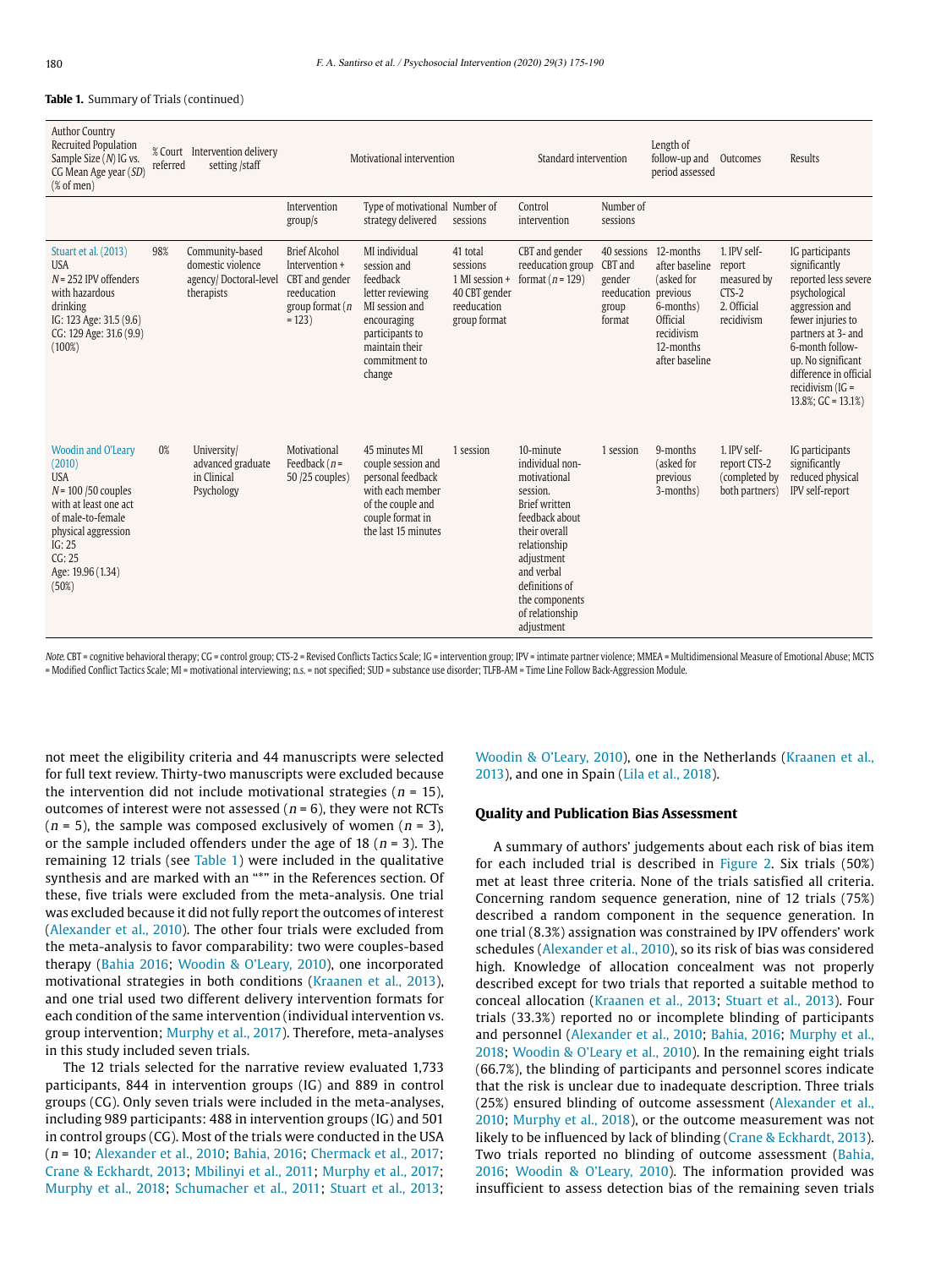**Table 1.** Summary of Trials (continued)

| Author Country Recruited Population Sample Size (*N*) IG vs. CG Mean Age year (*SD*) (% of men) | % Court referred | Intervention delivery setting /staff | Motivational intervention | | | Standard intervention | | Length of follow-up and period assessed | Outcomes | Results |
|---|---|---|---|---|---|---|---|---|---|---|
| | | | Intervention group/s | Type of motivational strategy delivered | Number of sessions | Control intervention | Number of sessions | | | |
| Stuart et al. (2013) USA *N* = 252 IPV offenders with hazardous drinking IG: 123 Age: 31.5 (9.6) CG: 129 Age: 31.6 (9.9) (100%) | 98% | Community-based domestic violence agency/ Doctoral-level therapists | Brief Alcohol Intervention + CBT and gender reeducation group format (*n* = 123) | MI individual session and feedback letter reviewing MI session and encouraging participants to maintain their commitment to change | 41 total sessions 1 MI session + 40 CBT gender reeducation group format | CBT and gender reeducation group format (*n* = 129) | 40 sessions CBT and gender reeducation group format | 12-months after baseline (asked for previous 6-months) Official recidivism 12-months after baseline | 1. IPV self-report measured by CTS-2 2. Official recidivism | IG participants significantly reported less severe psychological aggression and fewer injuries to partners at 3- and 6-month follow-up. No significant difference in official recidivism (IG = 13.8%; GC = 13.1%) |
| Woodin and O'Leary (2010) USA *N* = 100 /50 couples with at least one act of male-to-female physical aggression IG: 25 CG: 25 Age: 19.96 (1.34) (50%) | 0% | University/ advanced graduate in Clinical Psychology | Motivational Feedback (*n* = 50 /25 couples) | 45 minutes MI couple session and personal feedback with each member of the couple and couple format in the last 15 minutes | 1 session | 10-minute individual non-motivational session. Brief written feedback about their overall relationship adjustment and verbal definitions of the components of relationship adjustment | 1 session | 9-months (asked for previous 3-months) | 1. IPV self-report CTS-2 (completed by both partners) | IG participants significantly reduced physical IPV self-report |

*Note.* CBT = cognitive behavioral therapy; CG = control group; CTS-2 = Revised Conflicts Tactics Scale; IG = intervention group; IPV = intimate partner violence; MMEA = Multidimensional Measure of Emotional Abuse; MCTS = Modified Conflict Tactics Scale; MI = motivational interviewing; n.s. = not specified; SUD = substance use disorder; TLFB-AM = Time Line Follow Back-Aggression Module.

not meet the eligibility criteria and 44 manuscripts were selected for full text review. Thirty-two manuscripts were excluded because the intervention did not include motivational strategies (*n* = 15), outcomes of interest were not assessed (*n* = 6), they were not RCTs (*n* = 5), the sample was composed exclusively of women (*n* = 3), or the sample included offenders under the age of 18 (*n* = 3). The remaining 12 trials (see Table 1) were included in the qualitative synthesis and are marked with an "*" in the References section. Of these, five trials were excluded from the meta-analysis. One trial was excluded because it did not fully report the outcomes of interest (Alexander et al., 2010). The other four trials were excluded from the meta-analysis to favor comparability: two were couples-based therapy (Bahia 2016; Woodin & O'Leary, 2010), one incorporated motivational strategies in both conditions (Kraanen et al., 2013), and one trial used two different delivery intervention formats for each condition of the same intervention (individual intervention vs. group intervention; Murphy et al., 2017). Therefore, meta-analyses in this study included seven trials.

The 12 trials selected for the narrative review evaluated 1,733 participants, 844 in intervention groups (IG) and 889 in control groups (CG). Only seven trials were included in the meta-analyses, including 989 participants: 488 in intervention groups (IG) and 501 in control groups (CG). Most of the trials were conducted in the USA (*n* = 10; Alexander et al., 2010; Bahia, 2016; Chermack et al., 2017; Crane & Eckhardt, 2013; Mbilinyi et al., 2011; Murphy et al., 2017; Murphy et al., 2018; Schumacher et al., 2011; Stuart et al., 2013; Woodin & O'Leary, 2010), one in the Netherlands (Kraanen et al., 2013), and one in Spain (Lila et al., 2018).

## Quality and Publication Bias Assessment

A summary of authors' judgements about each risk of bias item for each included trial is described in Figure 2. Six trials (50%) met at least three criteria. None of the trials satisfied all criteria. Concerning random sequence generation, nine of 12 trials (75%) described a random component in the sequence generation. In one trial (8.3%) assignation was constrained by IPV offenders' work schedules (Alexander et al., 2010), so its risk of bias was considered high. Knowledge of allocation concealment was not properly described except for two trials that reported a suitable method to conceal allocation (Kraanen et al., 2013; Stuart et al., 2013). Four trials (33.3%) reported no or incomplete blinding of participants and personnel (Alexander et al., 2010; Bahia, 2016; Murphy et al., 2018; Woodin & O'Leary et al., 2010). In the remaining eight trials (66.7%), the blinding of participants and personnel scores indicate that the risk is unclear due to inadequate description. Three trials (25%) ensured blinding of outcome assessment (Alexander et al., 2010; Murphy et al., 2018), or the outcome measurement was not likely to be influenced by lack of blinding (Crane & Eckhardt, 2013). Two trials reported no blinding of outcome assessment (Bahia, 2016; Woodin & O'Leary, 2010). The information provided was insufficient to assess detection bias of the remaining seven trials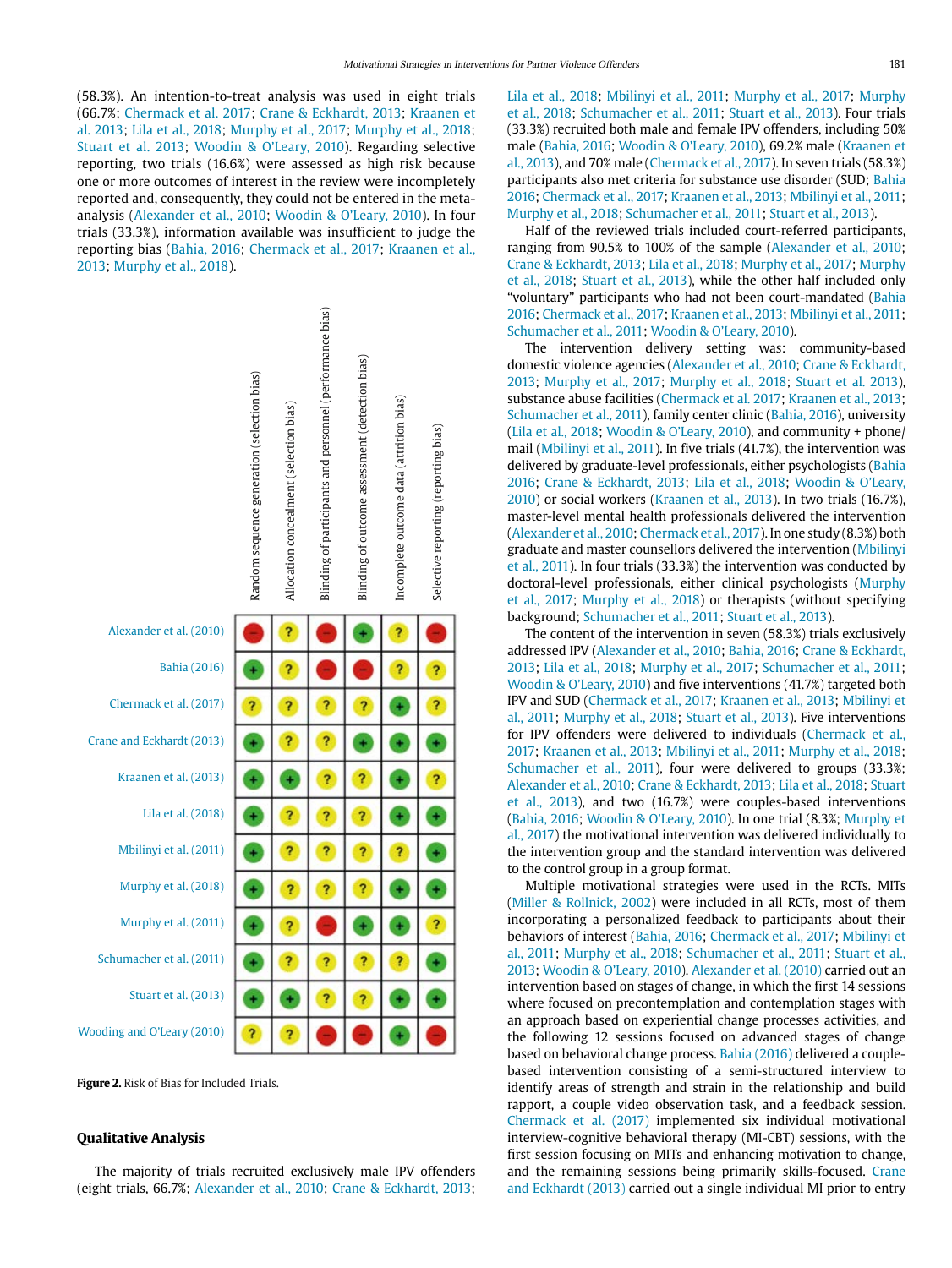(58.3%). An intention-to-treat analysis was used in eight trials (66.7%; Chermack et al. 2017; Crane & Eckhardt, 2013; Kraanen et al. 2013; Lila et al., 2018; Murphy et al., 2017; Murphy et al., 2018; Stuart et al. 2013; Woodin & O'Leary, 2010). Regarding selective reporting, two trials (16.6%) were assessed as high risk because one or more outcomes of interest in the review were incompletely reported and, consequently, they could not be entered in the meta-analysis (Alexander et al., 2010; Woodin & O'Leary, 2010). In four trials (33.3%), information available was insufficient to judge the reporting bias (Bahia, 2016; Chermack et al., 2017; Kraanen et al., 2013; Murphy et al., 2018).

| | Random sequence generation (selection bias) | Allocation concealment (selection bias) | Blinding of participants and personnel (performance bias) | Blinding of outcome assessment (detection bias) | Incomplete outcome data (attrition bias) | Selective reporting (reporting bias) |
|---|---|---|---|---|---|---|
| Alexander et al. (2010) | − | ? | − | + | ? | − |
| Bahia (2016) | + | ? | − | − | ? | ? |
| Chermack et al. (2017) | ? | ? | ? | ? | + | ? |
| Crane and Eckhardt (2013) | + | ? | ? | + | + | + |
| Kraanen et al. (2013) | + | + | ? | ? | + | ? |
| Lila et al. (2018) | + | ? | ? | ? | + | + |
| Mbilinyi et al. (2011) | + | ? | ? | ? | ? | + |
| Murphy et al. (2018) | + | ? | ? | ? | + | + |
| Murphy et al. (2011) | + | ? | − | + | + | ? |
| Schumacher et al. (2011) | + | ? | ? | ? | ? | + |
| Stuart et al. (2013) | + | + | ? | ? | + | + |
| Wooding and O'Leary (2010) | ? | ? | − | − | + | − |

**Figure 2.** Risk of Bias for Included Trials.

## Qualitative Analysis

The majority of trials recruited exclusively male IPV offenders (eight trials, 66.7%; Alexander et al., 2010; Crane & Eckhardt, 2013; Lila et al., 2018; Mbilinyi et al., 2011; Murphy et al., 2017; Murphy et al., 2018; Schumacher et al., 2011; Stuart et al., 2013). Four trials (33.3%) recruited both male and female IPV offenders, including 50% male (Bahia, 2016; Woodin & O'Leary, 2010), 69.2% male (Kraanen et al., 2013), and 70% male (Chermack et al., 2017). In seven trials (58.3%) participants also met criteria for substance use disorder (SUD; Bahia 2016; Chermack et al., 2017; Kraanen et al., 2013; Mbilinyi et al., 2011; Murphy et al., 2018; Schumacher et al., 2011; Stuart et al., 2013).

Half of the reviewed trials included court-referred participants, ranging from 90.5% to 100% of the sample (Alexander et al., 2010; Crane & Eckhardt, 2013; Lila et al., 2018; Murphy et al., 2017; Murphy et al., 2018; Stuart et al., 2013), while the other half included only "voluntary" participants who had not been court-mandated (Bahia 2016; Chermack et al., 2017; Kraanen et al., 2013; Mbilinyi et al., 2011; Schumacher et al., 2011; Woodin & O'Leary, 2010).

The intervention delivery setting was: community-based domestic violence agencies (Alexander et al., 2010; Crane & Eckhardt, 2013; Murphy et al., 2017; Murphy et al., 2018; Stuart et al. 2013), substance abuse facilities (Chermack et al. 2017; Kraanen et al., 2013; Schumacher et al., 2011), family center clinic (Bahia, 2016), university (Lila et al., 2018; Woodin & O'Leary, 2010), and community + phone/mail (Mbilinyi et al., 2011). In five trials (41.7%), the intervention was delivered by graduate-level professionals, either psychologists (Bahia 2016; Crane & Eckhardt, 2013; Lila et al., 2018; Woodin & O'Leary, 2010) or social workers (Kraanen et al., 2013). In two trials (16.7%), master-level mental health professionals delivered the intervention (Alexander et al., 2010; Chermack et al., 2017). In one study (8.3%) both graduate and master counsellors delivered the intervention (Mbilinyi et al., 2011). In four trials (33.3%) the intervention was conducted by doctoral-level professionals, either clinical psychologists (Murphy et al., 2017; Murphy et al., 2018) or therapists (without specifying background; Schumacher et al., 2011; Stuart et al., 2013).

The content of the intervention in seven (58.3%) trials exclusively addressed IPV (Alexander et al., 2010; Bahia, 2016; Crane & Eckhardt, 2013; Lila et al., 2018; Murphy et al., 2017; Schumacher et al., 2011; Woodin & O'Leary, 2010) and five interventions (41.7%) targeted both IPV and SUD (Chermack et al., 2017; Kraanen et al., 2013; Mbilinyi et al., 2011; Murphy et al., 2018; Stuart et al., 2013). Five interventions for IPV offenders were delivered to individuals (Chermack et al., 2017; Kraanen et al., 2013; Mbilinyi et al., 2011; Murphy et al., 2018; Schumacher et al., 2011), four were delivered to groups (33.3%; Alexander et al., 2010; Crane & Eckhardt, 2013; Lila et al., 2018; Stuart et al., 2013), and two (16.7%) were couples-based interventions (Bahia, 2016; Woodin & O'Leary, 2010). In one trial (8.3%; Murphy et al., 2017) the motivational intervention was delivered individually to the intervention group and the standard intervention was delivered to the control group in a group format.

Multiple motivational strategies were used in the RCTs. MITs (Miller & Rollnick, 2002) were included in all RCTs, most of them incorporating a personalized feedback to participants about their behaviors of interest (Bahia, 2016; Chermack et al., 2017; Mbilinyi et al., 2011; Murphy et al., 2018; Schumacher et al., 2011; Stuart et al., 2013; Woodin & O'Leary, 2010). Alexander et al. (2010) carried out an intervention based on stages of change, in which the first 14 sessions where focused on precontemplation and contemplation stages with an approach based on experiential change processes activities, and the following 12 sessions focused on advanced stages of change based on behavioral change process. Bahia (2016) delivered a couple-based intervention consisting of a semi-structured interview to identify areas of strength and strain in the relationship and build rapport, a couple video observation task, and a feedback session. Chermack et al. (2017) implemented six individual motivational interview-cognitive behavioral therapy (MI-CBT) sessions, with the first session focusing on MITs and enhancing motivation to change, and the remaining sessions being primarily skills-focused. Crane and Eckhardt (2013) carried out a single individual MI prior to entry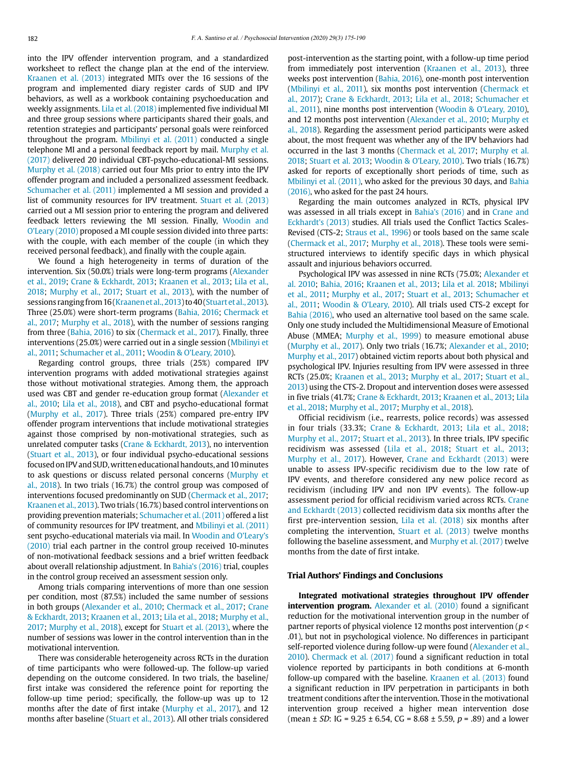into the IPV offender intervention program, and a standardized worksheet to reflect the change plan at the end of the interview. Kraanen et al. (2013) integrated MITs over the 16 sessions of the program and implemented diary register cards of SUD and IPV behaviors, as well as a workbook containing psychoeducation and weekly assignments. Lila et al. (2018) implemented five individual MI and three group sessions where participants shared their goals, and retention strategies and participants' personal goals were reinforced throughout the program. Mbilinyi et al. (2011) conducted a single telephone MI and a personal feedback report by mail. Murphy et al. (2017) delivered 20 individual CBT-psycho-educational-MI sessions. Murphy et al. (2018) carried out four MIs prior to entry into the IPV offender program and included a personalized assessment feedback. Schumacher et al. (2011) implemented a MI session and provided a list of community resources for IPV treatment. Stuart et al. (2013) carried out a MI session prior to entering the program and delivered feedback letters reviewing the MI session. Finally, Woodin and O'Leary (2010) proposed a MI couple session divided into three parts: with the couple, with each member of the couple (in which they received personal feedback), and finally with the couple again.

We found a high heterogeneity in terms of duration of the intervention. Six (50.0%) trials were long-term programs (Alexander et al., 2019; Crane & Eckhardt, 2013; Kraanen et al., 2013; Lila et al., 2018; Murphy et al., 2017; Stuart et al., 2013), with the number of sessions ranging from 16 (Kraanen et al., 2013) to 40 (Stuart et al., 2013). Three (25.0%) were short-term programs (Bahia, 2016; Chermack et al., 2017; Murphy et al., 2018), with the number of sessions ranging from three (Bahia, 2016) to six (Chermack et al., 2017). Finally, three interventions (25.0%) were carried out in a single session (Mbilinyi et al., 2011; Schumacher et al., 2011; Woodin & O'Leary, 2010).

Regarding control groups, three trials (25%) compared IPV intervention programs with added motivational strategies against those without motivational strategies. Among them, the approach used was CBT and gender re-education group format (Alexander et al., 2010; Lila et al., 2018), and CBT and psycho-educational format (Murphy et al., 2017). Three trials (25%) compared pre-entry IPV offender program interventions that include motivational strategies against those comprised by non-motivational strategies, such as unrelated computer tasks (Crane & Eckhardt, 2013), no intervention (Stuart et al., 2013), or four individual psycho-educational sessions focused on IPV and SUD, written educational handouts, and 10 minutes to ask questions or discuss related personal concerns (Murphy et al., 2018). In two trials (16.7%) the control group was composed of interventions focused predominantly on SUD (Chermack et al., 2017; Kraanen et al., 2013). Two trials (16.7%) based control interventions on providing prevention materials; Schumacher et al. (2011) offered a list of community resources for IPV treatment, and Mbilinyi et al. (2011) sent psycho-educational materials via mail. In Woodin and O'Leary's (2010) trial each partner in the control group received 10-minutes of non-motivational feedback sessions and a brief written feedback about overall relationship adjustment. In Bahia's (2016) trial, couples in the control group received an assessment session only.

Among trials comparing interventions of more than one session per condition, most (87.5%) included the same number of sessions in both groups (Alexander et al., 2010; Chermack et al., 2017; Crane & Eckhardt, 2013; Kraanen et al., 2013; Lila et al., 2018; Murphy et al., 2017; Murphy et al., 2018), except for Stuart et al. (2013), where the number of sessions was lower in the control intervention than in the motivational intervention.

There was considerable heterogeneity across RCTs in the duration of time participants who were followed-up. The follow-up varied depending on the outcome considered. In two trials, the baseline/first intake was considered the reference point for reporting the follow-up time period; specifically, the follow-up was up to 12 months after the date of first intake (Murphy et al., 2017), and 12 months after baseline (Stuart et al., 2013). All other trials considered post-intervention as the starting point, with a follow-up time period from immediately post intervention (Kraanen et al., 2013), three weeks post intervention (Bahia, 2016), one-month post intervention (Mbilinyi et al., 2011), six months post intervention (Chermack et al., 2017); Crane & Eckhardt, 2013; Lila et al., 2018; Schumacher et al., 2011), nine months post intervention (Woodin & O'Leary, 2010), and 12 months post intervention (Alexander et al., 2010; Murphy et al., 2018). Regarding the assessment period participants were asked about, the most frequent was whether any of the IPV behaviors had occurred in the last 3 months (Chermack et al, 2017; Murphy et al. 2018; Stuart et al. 2013; Woodin & O'Leary, 2010). Two trials (16.7%) asked for reports of exceptionally short periods of time, such as Mbilinyi et al. (2011), who asked for the previous 30 days, and Bahia (2016), who asked for the past 24 hours.

Regarding the main outcomes analyzed in RCTs, physical IPV was assessed in all trials except in Bahia's (2016) and in Crane and Eckhardt's (2013) studies. All trials used the Conflict Tactics Scales-Revised (CTS-2; Straus et al., 1996) or tools based on the same scale (Chermack et al., 2017; Murphy et al., 2018). These tools were semi-structured interviews to identify specific days in which physical assault and injurious behaviors occurred.

Psychological IPV was assessed in nine RCTs (75.0%; Alexander et al. 2010; Bahia, 2016; Kraanen et al., 2013; Lila et al. 2018; Mbilinyi et al., 2011; Murphy et al., 2017; Stuart et al., 2013; Schumacher et al., 2011; Woodin & O'Leary, 2010). All trials used CTS-2 except for Bahia (2016), who used an alternative tool based on the same scale. Only one study included the Multidimensional Measure of Emotional Abuse (MMEA; Murphy et al., 1999) to measure emotional abuse (Murphy et al., 2017). Only two trials (16.7%; Alexander et al., 2010; Murphy et al., 2017) obtained victim reports about both physical and psychological IPV. Injuries resulting from IPV were assessed in three RCTs (25.0%; Kraanen et al., 2013; Murphy et al., 2017; Stuart et al., 2013) using the CTS-2. Dropout and intervention doses were assessed in five trials (41.7%; Crane & Eckhardt, 2013; Kraanen et al., 2013; Lila et al., 2018; Murphy et al., 2017; Murphy et al., 2018).

Official recidivism (i.e., rearrests, police records) was assessed in four trials (33.3%; Crane & Eckhardt, 2013; Lila et al., 2018; Murphy et al., 2017; Stuart et al., 2013). In three trials, IPV specific recidivism was assessed (Lila et al., 2018; Stuart et al., 2013; Murphy et al., 2017). However, Crane and Eckhardt (2013) were unable to assess IPV-specific recidivism due to the low rate of IPV events, and therefore considered any new police record as recidivism (including IPV and non IPV events). The follow-up assessment period for official recidivism varied across RCTs. Crane and Eckhardt (2013) collected recidivism data six months after the first pre-intervention session, Lila et al. (2018) six months after completing the intervention, Stuart et al. (2013) twelve months following the baseline assessment, and Murphy et al. (2017) twelve months from the date of first intake.

## Trial Authors' Findings and Conclusions

**Integrated motivational strategies throughout IPV offender intervention program.** Alexander et al. (2010) found a significant reduction for the motivational intervention group in the number of partner reports of physical violence 12 months post intervention ($p < .01$), but not in psychological violence. No differences in participant self-reported violence during follow-up were found (Alexander et al., 2010). Chermack et al. (2017) found a significant reduction in total violence reported by participants in both conditions at 6-month follow-up compared with the baseline. Kraanen et al. (2013) found a significant reduction in IPV perpetration in participants in both treatment conditions after the intervention. Those in the motivational intervention group received a higher mean intervention dose (mean ± *SD*: IG = 9.25 ± 6.54, CG = 8.68 ± 5.59, $p = .89$) and a lower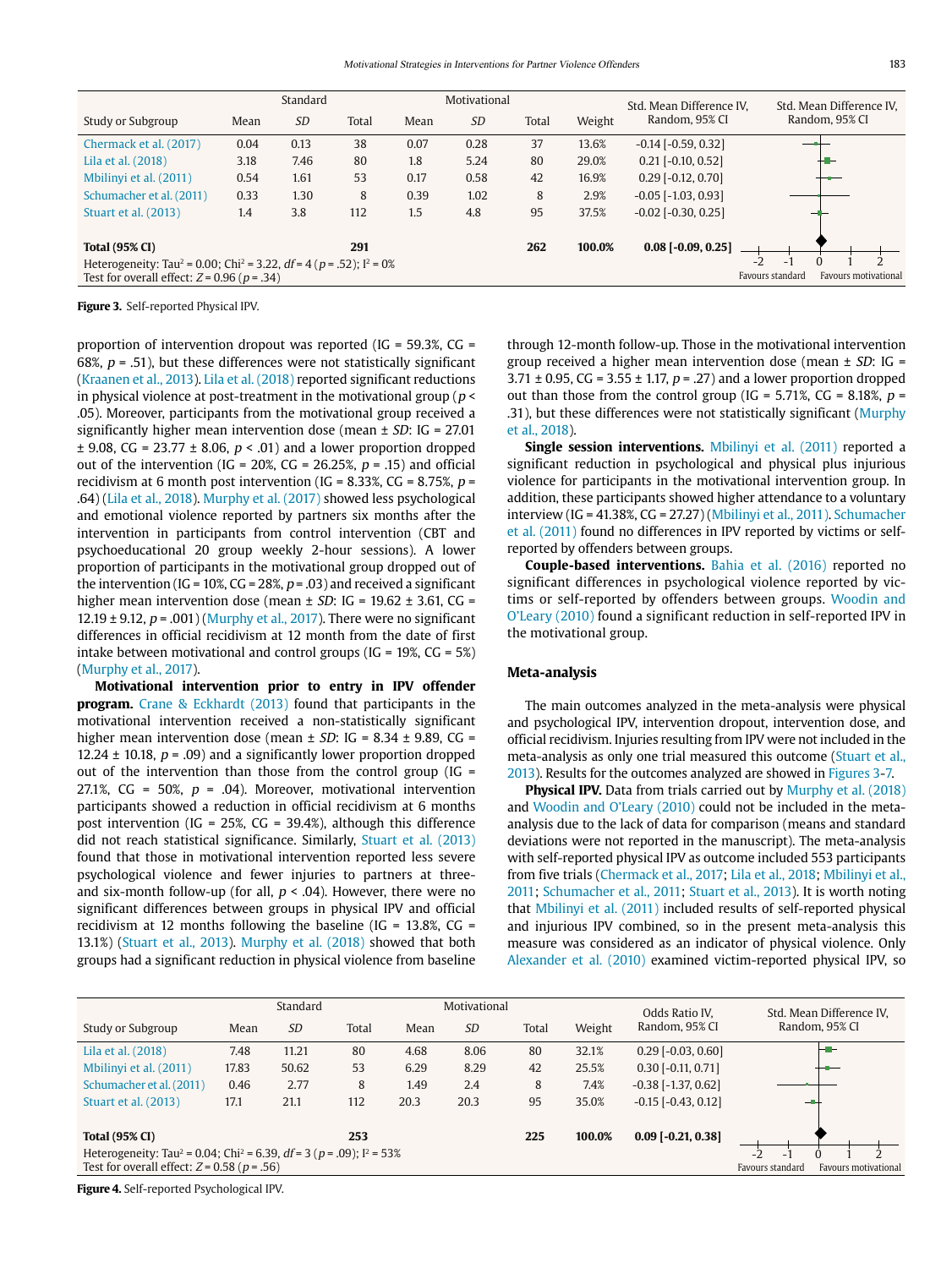| Study or Subgroup | Standard | | | Motivational | | | Weight | Std. Mean Difference IV, Random, 95% CI |
|---|---|---|---|---|---|---|---|---|
| | Mean | *SD* | Total | Mean | *SD* | Total | | |
| Chermack et al. (2017) | 0.04 | 0.13 | 38 | 0.07 | 0.28 | 37 | 13.6% | -0.14 [-0.59, 0.32] |
| Lila et al. (2018) | 3.18 | 7.46 | 80 | 1.8 | 5.24 | 80 | 29.0% | 0.21 [-0.10, 0.52] |
| Mbilinyi et al. (2011) | 0.54 | 1.61 | 53 | 0.17 | 0.58 | 42 | 16.9% | 0.29 [-0.12, 0.70] |
| Schumacher et al. (2011) | 0.33 | 1.30 | 8 | 0.39 | 1.02 | 8 | 2.9% | -0.05 [-1.03, 0.93] |
| Stuart et al. (2013) | 1.4 | 3.8 | 112 | 1.5 | 4.8 | 95 | 37.5% | -0.02 [-0.30, 0.25] |
| **Total (95% CI)** | | | **291** | | | **262** | **100.0%** | **0.08 [-0.09, 0.25]** |

Heterogeneity: Tau² = 0.00; Chi² = 3.22, *df* = 4 (*p* = .52); I² = 0%
Test for overall effect: *Z* = 0.96 (*p* = .34)

Favours standard / Favours motivational

**Figure 3.** Self-reported Physical IPV.

proportion of intervention dropout was reported (IG = 59.3%, CG = 68%, *p* = .51), but these differences were not statistically significant (Kraanen et al., 2013). Lila et al. (2018) reported significant reductions in physical violence at post-treatment in the motivational group (*p* < .05). Moreover, participants from the motivational group received a significantly higher mean intervention dose (mean ± *SD*: IG = 27.01 ± 9.08, CG = 23.77 ± 8.06, *p* < .01) and a lower proportion dropped out of the intervention (IG = 20%, CG = 26.25%, *p* = .15) and official recidivism at 6 month post intervention (IG = 8.33%, CG = 8.75%, *p* = .64) (Lila et al., 2018). Murphy et al. (2017) showed less psychological and emotional violence reported by partners six months after the intervention in participants from control intervention (CBT and psychoeducational 20 group weekly 2-hour sessions). A lower proportion of participants in the motivational group dropped out of the intervention (IG = 10%, CG = 28%, *p* = .03) and received a significant higher mean intervention dose (mean ± *SD*: IG = 19.62 ± 3.61, CG = 12.19 ± 9.12, *p* = .001) (Murphy et al., 2017). There were no significant differences in official recidivism at 12 month from the date of first intake between motivational and control groups (IG = 19%, CG = 5%) (Murphy et al., 2017).

**Motivational intervention prior to entry in IPV offender program.** Crane & Eckhardt (2013) found that participants in the motivational intervention received a non-statistically significant higher mean intervention dose (mean ± *SD*: IG = 8.34 ± 9.89, CG = 12.24 ± 10.18, *p* = .09) and a significantly lower proportion dropped out of the intervention than those from the control group (IG = 27.1%, CG = 50%, *p* = .04). Moreover, motivational intervention participants showed a reduction in official recidivism at 6 months post intervention (IG = 25%, CG = 39.4%), although this difference did not reach statistical significance. Similarly, Stuart et al. (2013) found that those in motivational intervention reported less severe psychological violence and fewer injuries to partners at three- and six-month follow-up (for all, *p* < .04). However, there were no significant differences between groups in physical IPV and official recidivism at 12 months following the baseline (IG = 13.8%, CG = 13.1%) (Stuart et al., 2013). Murphy et al. (2018) showed that both groups had a significant reduction in physical violence from baseline through 12-month follow-up. Those in the motivational intervention group received a higher mean intervention dose (mean ± *SD*: IG = 3.71 ± 0.95, CG = 3.55 ± 1.17, *p* = .27) and a lower proportion dropped out than those from the control group (IG = 5.71%, CG = 8.18%, *p* = .31), but these differences were not statistically significant (Murphy et al., 2018).

**Single session interventions.** Mbilinyi et al. (2011) reported a significant reduction in psychological and physical plus injurious violence for participants in the motivational intervention group. In addition, these participants showed higher attendance to a voluntary interview (IG = 41.38%, CG = 27.27) (Mbilinyi et al., 2011). Schumacher et al. (2011) found no differences in IPV reported by victims or self-reported by offenders between groups.

**Couple-based interventions.** Bahia et al. (2016) reported no significant differences in psychological violence reported by victims or self-reported by offenders between groups. Woodin and O'Leary (2010) found a significant reduction in self-reported IPV in the motivational group.

### Meta-analysis

The main outcomes analyzed in the meta-analysis were physical and psychological IPV, intervention dropout, intervention dose, and official recidivism. Injuries resulting from IPV were not included in the meta-analysis as only one trial measured this outcome (Stuart et al., 2013). Results for the outcomes analyzed are showed in Figures 3-7.

**Physical IPV.** Data from trials carried out by Murphy et al. (2018) and Woodin and O'Leary (2010) could not be included in the meta-analysis due to the lack of data for comparison (means and standard deviations were not reported in the manuscript). The meta-analysis with self-reported physical IPV as outcome included 553 participants from five trials (Chermack et al., 2017; Lila et al., 2018; Mbilinyi et al., 2011; Schumacher et al., 2011; Stuart et al., 2013). It is worth noting that Mbilinyi et al. (2011) included results of self-reported physical and injurious IPV combined, so in the present meta-analysis this measure was considered as an indicator of physical violence. Only Alexander et al. (2010) examined victim-reported physical IPV, so

| Study or Subgroup | Standard | | | Motivational | | | Weight | Odds Ratio IV, Random, 95% CI |
|---|---|---|---|---|---|---|---|---|
| | Mean | *SD* | Total | Mean | *SD* | Total | | |
| Lila et al. (2018) | 7.48 | 11.21 | 80 | 4.68 | 8.06 | 80 | 32.1% | 0.29 [-0.03, 0.60] |
| Mbilinyi et al. (2011) | 17.83 | 50.62 | 53 | 6.29 | 8.29 | 42 | 25.5% | 0.30 [-0.11, 0.71] |
| Schumacher et al. (2011) | 0.46 | 2.77 | 8 | 1.49 | 2.4 | 8 | 7.4% | -0.38 [-1.37, 0.62] |
| Stuart et al. (2013) | 17.1 | 21.1 | 112 | 20.3 | 20.3 | 95 | 35.0% | -0.15 [-0.43, 0.12] |
| **Total (95% CI)** | | | **253** | | | **225** | **100.0%** | **0.09 [-0.21, 0.38]** |

Heterogeneity: Tau² = 0.04; Chi² = 6.39, *df* = 3 (*p* = .09); I² = 53%
Test for overall effect: *Z* = 0.58 (*p* = .56)

Std. Mean Difference IV, Random, 95% CI — Favours standard / Favours motivational

**Figure 4.** Self-reported Psychological IPV.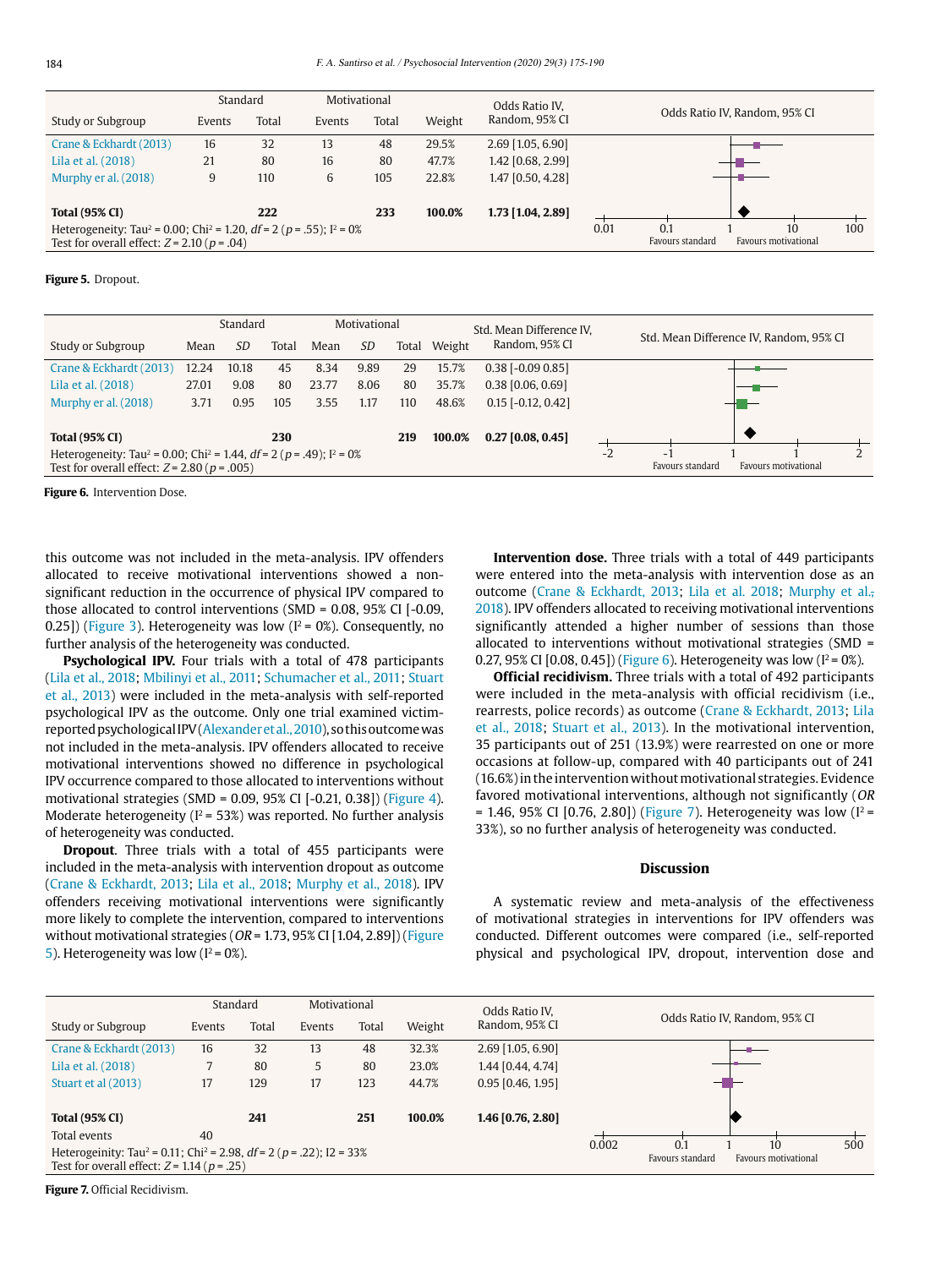| Study or Subgroup | Standard Events | Standard Total | Motivational Events | Motivational Total | Weight | Odds Ratio IV, Random, 95% CI |
|---|---|---|---|---|---|---|
| Crane & Eckhardt (2013) | 16 | 32 | 13 | 48 | 29.5% | 2.69 [1.05, 6.90] |
| Lila et al. (2018) | 21 | 80 | 16 | 80 | 47.7% | 1.42 [0.68, 2.99] |
| Murphy er al. (2018) | 9 | 110 | 6 | 105 | 22.8% | 1.47 [0.50, 4.28] |
| **Total (95% CI)** | | **222** | | **233** | **100.0%** | **1.73 [1.04, 2.89]** |

Heterogeneity: Tau² = 0.00; Chi² = 1.20, *df* = 2 (*p* = .55); I² = 0%
Test for overall effect: *Z* = 2.10 (*p* = .04)

Odds Ratio IV, Random, 95% CI: 0.01, 0.1, 1, 10, 100 — Favours standard / Favours motivational

**Figure 5.** Dropout.

| Study or Subgroup | Standard Mean | Standard *SD* | Standard Total | Motivational Mean | Motivational *SD* | Motivational Total | Weight | Std. Mean Difference IV, Random, 95% CI |
|---|---|---|---|---|---|---|---|---|
| Crane & Eckhardt (2013) | 12.24 | 10.18 | 45 | 8.34 | 9.89 | 29 | 15.7% | 0.38 [-0.09 0.85] |
| Lila et al. (2018) | 27.01 | 9.08 | 80 | 23.77 | 8.06 | 80 | 35.7% | 0.38 [0.06, 0.69] |
| Murphy er al. (2018) | 3.71 | 0.95 | 105 | 3.55 | 1.17 | 110 | 48.6% | 0.15 [-0.12, 0.42] |
| **Total (95% CI)** | | | **230** | | | **219** | **100.0%** | **0.27 [0.08, 0.45]** |

Heterogeneity: Tau² = 0.00; Chi² = 1.44, *df* = 2 (*p* = .49); I² = 0%
Test for overall effect: *Z* = 2.80 (*p* = .005)

Std. Mean Difference IV, Random, 95% CI: -2, -1, 1, 1, 2 — Favours standard / Favours motivational

**Figure 6.** Intervention Dose.

this outcome was not included in the meta-analysis. IPV offenders allocated to receive motivational interventions showed a non-significant reduction in the occurrence of physical IPV compared to those allocated to control interventions (SMD = 0.08, 95% CI [-0.09, 0.25]) (Figure 3). Heterogeneity was low (I² = 0%). Consequently, no further analysis of the heterogeneity was conducted.

**Psychological IPV.** Four trials with a total of 478 participants (Lila et al., 2018; Mbilinyi et al., 2011; Schumacher et al., 2011; Stuart et al., 2013) were included in the meta-analysis with self-reported psychological IPV as the outcome. Only one trial examined victim-reported psychological IPV (Alexander et al., 2010), so this outcome was not included in the meta-analysis. IPV offenders allocated to receive motivational interventions showed no difference in psychological IPV occurrence compared to those allocated to interventions without motivational strategies (SMD = 0.09, 95% CI [-0.21, 0.38]) (Figure 4). Moderate heterogeneity (I² = 53%) was reported. No further analysis of heterogeneity was conducted.

**Dropout**. Three trials with a total of 455 participants were included in the meta-analysis with intervention dropout as outcome (Crane & Eckhardt, 2013; Lila et al., 2018; Murphy et al., 2018). IPV offenders receiving motivational interventions were significantly more likely to complete the intervention, compared to interventions without motivational strategies (*OR* = 1.73, 95% CI [1.04, 2.89]) (Figure 5). Heterogeneity was low (I² = 0%).

**Intervention dose.** Three trials with a total of 449 participants were entered into the meta-analysis with intervention dose as an outcome (Crane & Eckhardt, 2013; Lila et al. 2018; Murphy et al., 2018). IPV offenders allocated to receiving motivational interventions significantly attended a higher number of sessions than those allocated to interventions without motivational strategies (SMD = 0.27, 95% CI [0.08, 0.45]) (Figure 6). Heterogeneity was low (I² = 0%).

**Official recidivism.** Three trials with a total of 492 participants were included in the meta-analysis with official recidivism (i.e., rearrests, police records) as outcome (Crane & Eckhardt, 2013; Lila et al., 2018; Stuart et al., 2013). In the motivational intervention, 35 participants out of 251 (13.9%) were rearrested on one or more occasions at follow-up, compared with 40 participants out of 241 (16.6%) in the intervention without motivational strategies. Evidence favored motivational interventions, although not significantly (*OR* = 1.46, 95% CI [0.76, 2.80]) (Figure 7). Heterogeneity was low (I² = 33%), so no further analysis of heterogeneity was conducted.

## Discussion

A systematic review and meta-analysis of the effectiveness of motivational strategies in interventions for IPV offenders was conducted. Different outcomes were compared (i.e., self-reported physical and psychological IPV, dropout, intervention dose and

| Study or Subgroup | Standard Events | Standard Total | Motivational Events | Motivational Total | Weight | Odds Ratio IV, Random, 95% CI |
|---|---|---|---|---|---|---|
| Crane & Eckhardt (2013) | 16 | 32 | 13 | 48 | 32.3% | 2.69 [1.05, 6.90] |
| Lila et al. (2018) | 7 | 80 | 5 | 80 | 23.0% | 1.44 [0.44, 4.74] |
| Stuart et al (2013) | 17 | 129 | 17 | 123 | 44.7% | 0.95 [0.46, 1.95] |
| **Total (95% CI)** | | **241** | | **251** | **100.0%** | **1.46 [0.76, 2.80]** |
| Total events | 40 | | | | | |

Heterogeinity: Tau² = 0.11; Chi² = 2.98, *df* = 2 (*p* = .22); I2 = 33%
Test for overall effect: *Z* = 1.14 (*p* = .25)

Odds Ratio IV, Random, 95% CI: 0.002, 0.1, 1, 10, 500 — Favours standard / Favours motivational

**Figure 7.** Official Recidivism.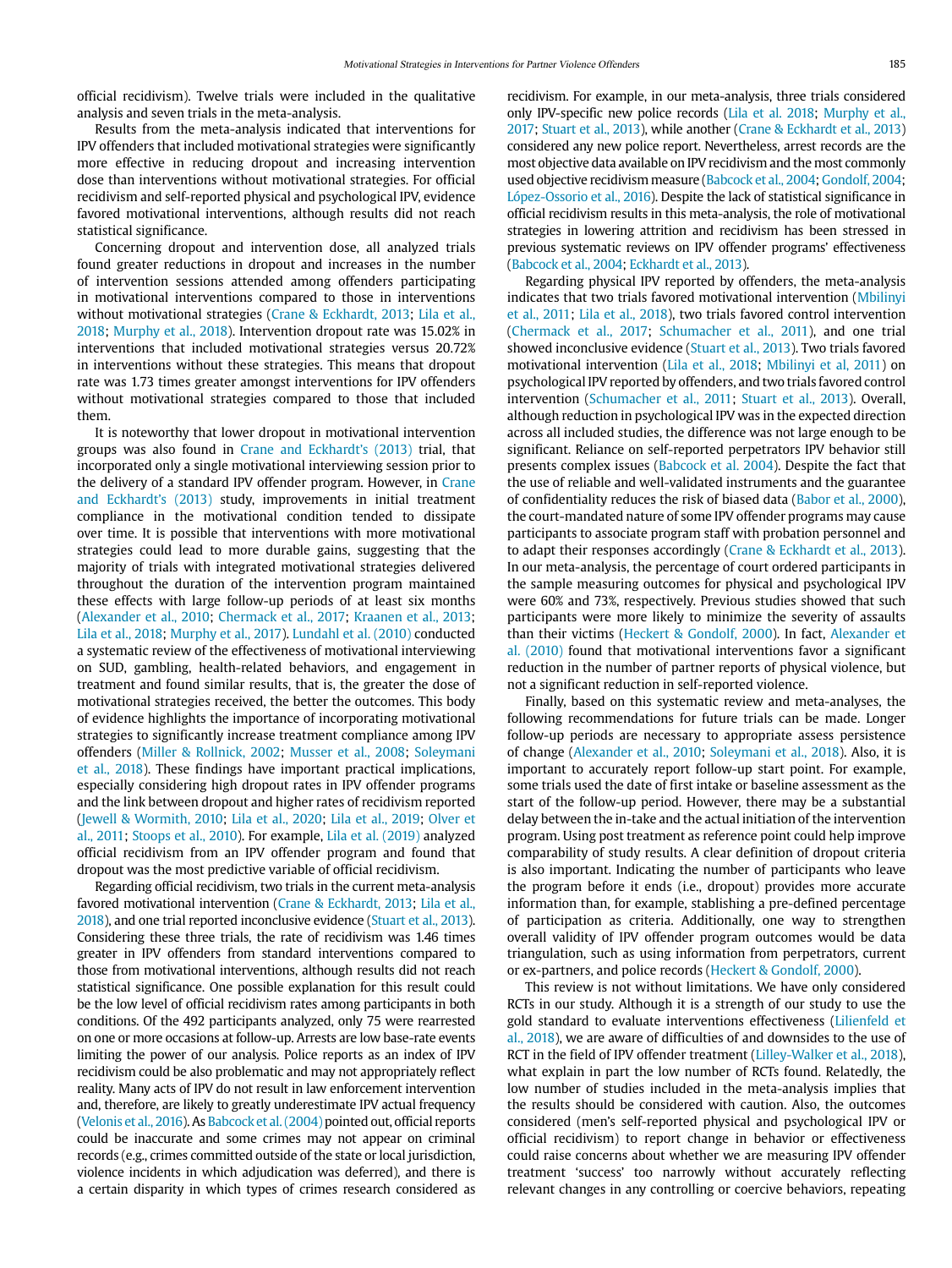official recidivism). Twelve trials were included in the qualitative analysis and seven trials in the meta-analysis.

Results from the meta-analysis indicated that interventions for IPV offenders that included motivational strategies were significantly more effective in reducing dropout and increasing intervention dose than interventions without motivational strategies. For official recidivism and self-reported physical and psychological IPV, evidence favored motivational interventions, although results did not reach statistical significance.

Concerning dropout and intervention dose, all analyzed trials found greater reductions in dropout and increases in the number of intervention sessions attended among offenders participating in motivational interventions compared to those in interventions without motivational strategies (Crane & Eckhardt, 2013; Lila et al., 2018; Murphy et al., 2018). Intervention dropout rate was 15.02% in interventions that included motivational strategies versus 20.72% in interventions without these strategies. This means that dropout rate was 1.73 times greater amongst interventions for IPV offenders without motivational strategies compared to those that included them.

It is noteworthy that lower dropout in motivational intervention groups was also found in Crane and Eckhardt's (2013) trial, that incorporated only a single motivational interviewing session prior to the delivery of a standard IPV offender program. However, in Crane and Eckhardt's (2013) study, improvements in initial treatment compliance in the motivational condition tended to dissipate over time. It is possible that interventions with more motivational strategies could lead to more durable gains, suggesting that the majority of trials with integrated motivational strategies delivered throughout the duration of the intervention program maintained these effects with large follow-up periods of at least six months (Alexander et al., 2010; Chermack et al., 2017; Kraanen et al., 2013; Lila et al., 2018; Murphy et al., 2017). Lundahl et al. (2010) conducted a systematic review of the effectiveness of motivational interviewing on SUD, gambling, health-related behaviors, and engagement in treatment and found similar results, that is, the greater the dose of motivational strategies received, the better the outcomes. This body of evidence highlights the importance of incorporating motivational strategies to significantly increase treatment compliance among IPV offenders (Miller & Rollnick, 2002; Musser et al., 2008; Soleymani et al., 2018). These findings have important practical implications, especially considering high dropout rates in IPV offender programs and the link between dropout and higher rates of recidivism reported (Jewell & Wormith, 2010; Lila et al., 2020; Lila et al., 2019; Olver et al., 2011; Stoops et al., 2010). For example, Lila et al. (2019) analyzed official recidivism from an IPV offender program and found that dropout was the most predictive variable of official recidivism.

Regarding official recidivism, two trials in the current meta-analysis favored motivational intervention (Crane & Eckhardt, 2013; Lila et al., 2018), and one trial reported inconclusive evidence (Stuart et al., 2013). Considering these three trials, the rate of recidivism was 1.46 times greater in IPV offenders from standard interventions compared to those from motivational interventions, although results did not reach statistical significance. One possible explanation for this result could be the low level of official recidivism rates among participants in both conditions. Of the 492 participants analyzed, only 75 were rearrested on one or more occasions at follow-up. Arrests are low base-rate events limiting the power of our analysis. Police reports as an index of IPV recidivism could be also problematic and may not appropriately reflect reality. Many acts of IPV do not result in law enforcement intervention and, therefore, are likely to greatly underestimate IPV actual frequency (Velonis et al., 2016). As Babcock et al. (2004) pointed out, official reports could be inaccurate and some crimes may not appear on criminal records (e.g., crimes committed outside of the state or local jurisdiction, violence incidents in which adjudication was deferred), and there is a certain disparity in which types of crimes research considered as recidivism. For example, in our meta-analysis, three trials considered only IPV-specific new police records (Lila et al. 2018; Murphy et al., 2017; Stuart et al., 2013), while another (Crane & Eckhardt et al., 2013) considered any new police report. Nevertheless, arrest records are the most objective data available on IPV recidivism and the most commonly used objective recidivism measure (Babcock et al., 2004; Gondolf, 2004; López-Ossorio et al., 2016). Despite the lack of statistical significance in official recidivism results in this meta-analysis, the role of motivational strategies in lowering attrition and recidivism has been stressed in previous systematic reviews on IPV offender programs' effectiveness (Babcock et al., 2004; Eckhardt et al., 2013).

Regarding physical IPV reported by offenders, the meta-analysis indicates that two trials favored motivational intervention (Mbilinyi et al., 2011; Lila et al., 2018), two trials favored control intervention (Chermack et al., 2017; Schumacher et al., 2011), and one trial showed inconclusive evidence (Stuart et al., 2013). Two trials favored motivational intervention (Lila et al., 2018; Mbilinyi et al, 2011) on psychological IPV reported by offenders, and two trials favored control intervention (Schumacher et al., 2011; Stuart et al., 2013). Overall, although reduction in psychological IPV was in the expected direction across all included studies, the difference was not large enough to be significant. Reliance on self-reported perpetrators IPV behavior still presents complex issues (Babcock et al. 2004). Despite the fact that the use of reliable and well-validated instruments and the guarantee of confidentiality reduces the risk of biased data (Babor et al., 2000), the court-mandated nature of some IPV offender programs may cause participants to associate program staff with probation personnel and to adapt their responses accordingly (Crane & Eckhardt et al., 2013). In our meta-analysis, the percentage of court ordered participants in the sample measuring outcomes for physical and psychological IPV were 60% and 73%, respectively. Previous studies showed that such participants were more likely to minimize the severity of assaults than their victims (Heckert & Gondolf, 2000). In fact, Alexander et al. (2010) found that motivational interventions favor a significant reduction in the number of partner reports of physical violence, but not a significant reduction in self-reported violence.

Finally, based on this systematic review and meta-analyses, the following recommendations for future trials can be made. Longer follow-up periods are necessary to appropriate assess persistence of change (Alexander et al., 2010; Soleymani et al., 2018). Also, it is important to accurately report follow-up start point. For example, some trials used the date of first intake or baseline assessment as the start of the follow-up period. However, there may be a substantial delay between the in-take and the actual initiation of the intervention program. Using post treatment as reference point could help improve comparability of study results. A clear definition of dropout criteria is also important. Indicating the number of participants who leave the program before it ends (i.e., dropout) provides more accurate information than, for example, stablishing a pre-defined percentage of participation as criteria. Additionally, one way to strengthen overall validity of IPV offender program outcomes would be data triangulation, such as using information from perpetrators, current or ex-partners, and police records (Heckert & Gondolf, 2000).

This review is not without limitations. We have only considered RCTs in our study. Although it is a strength of our study to use the gold standard to evaluate interventions effectiveness (Lilienfeld et al., 2018), we are aware of difficulties of and downsides to the use of RCT in the field of IPV offender treatment (Lilley-Walker et al., 2018), what explain in part the low number of RCTs found. Relatedly, the low number of studies included in the meta-analysis implies that the results should be considered with caution. Also, the outcomes considered (men's self-reported physical and psychological IPV or official recidivism) to report change in behavior or effectiveness could raise concerns about whether we are measuring IPV offender treatment 'success' too narrowly without accurately reflecting relevant changes in any controlling or coercive behaviors, repeating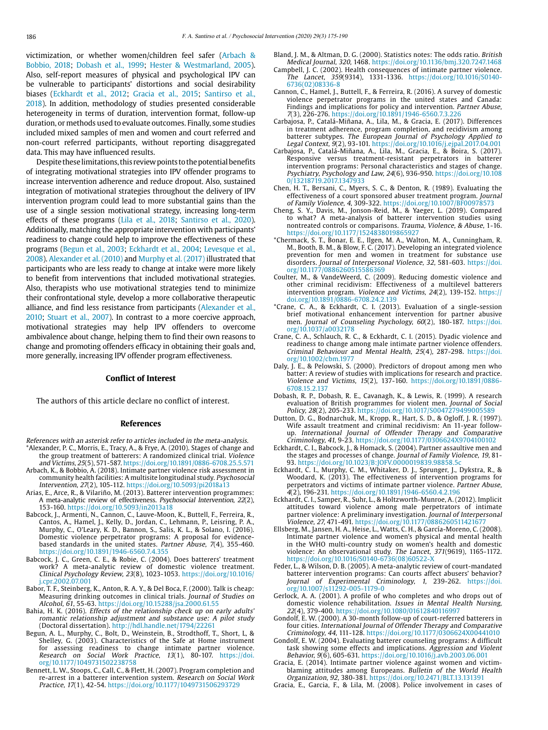victimization, or whether women/children feel safer (Arbach & Bobbio, 2018; Dobash et al., 1999; Hester & Westmarland, 2005). Also, self-report measures of physical and psychological IPV can be vulnerable to participants' distortions and social desirability biases (Eckhardt et al., 2012; Gracia et al., 2015; Santirso et al., 2018). In addition, methodology of studies presented considerable heterogeneity in terms of duration, intervention format, follow-up duration, or methods used to evaluate outcomes. Finally, some studies included mixed samples of men and women and court referred and non-court referred participants, without reporting disaggregated data. This may have influenced results.

Despite these limitations, this review points to the potential benefits of integrating motivational strategies into IPV offender programs to increase intervention adherence and reduce dropout. Also, sustained integration of motivational strategies throughout the delivery of IPV intervention program could lead to more substantial gains than the use of a single session motivational strategy, increasing long-term effects of these programs (Lila et al., 2018; Santirso et al., 2020). Additionally, matching the appropriate intervention with participants' readiness to change could help to improve the effectiveness of these programs (Begun et al., 2003; Eckhardt et al., 2004; Levesque et al., 2008). Alexander et al. (2010) and Murphy et al. (2017) illustrated that participants who are less ready to change at intake were more likely to benefit from interventions that included motivational strategies. Also, therapists who use motivational strategies tend to minimize their confrontational style, develop a more collaborative therapeutic alliance, and find less resistance from participants (Alexander et al., 2010; Stuart et al., 2007). In contrast to a more coercive approach, motivational strategies may help IPV offenders to overcome ambivalence about change, helping them to find their own reasons to change and promoting offenders efficacy in obtaining their goals and, more generally, increasing IPV offender program effectiveness.

## Conflict of Interest

The authors of this article declare no conflict of interest.

## References

*References with an asterisk refer to articles included in the meta-analysis.*

*Alexander, P. C., Morris, E., Tracy, A., & Frye, A. (2010). Stages of change and the group treatment of batterers: A randomized clinical trial. *Violence and Victims, 25*(5), 571-587. https://doi.org/10.1891/0886-6708.25.5.571

Arbach, K., & Bobbio, A. (2018). Intimate partner violence risk assessment in community health facilities: A multisite longitudinal study. *Psychosocial Intervention, 27*(2), 105-112. https://doi.org/10.5093/pi2018a13

Arias, E., Arce, R., & Vilariño, M. (2013). Batterer intervention programmes: A meta-analytic review of effectiveness. *Psychosocial Intervention, 22*(2), 153-160. https://doi.org/10.5093/in2013a18

Babcock, J., Armenti, N., Cannon, C., Lauve-Moon, K., Buttell, F., Ferreira, R., Cantos, A., Hamel, J., Kelly, D., Jordan, C., Lehmann, P., Leisring, P. A., Murphy, C., O'Leary, K. D., Bannon, S., Salis, K. L., & Solano, I. (2016). Domestic violence perpetrator programs: A proposal for evidence-based standards in the united states. *Partner Abuse, 7*(4), 355-460. https://doi.org/10.1891/1946-6560.7.4.355

Babcock, J. C., Green, C. E., & Robie, C. (2004). Does batterers' treatment work? A meta-analytic review of domestic violence treatment. *Clinical Psychology Review, 23*(8), 1023-1053. https://doi.org/10.1016/j.cpr.2002.07.001

Babor, T. F., Steinberg, K., Anton, R. A. Y., & Del Boca, F. (2000). Talk is cheap: Measuring drinking outcomes in clinical trials. *Journal of Studies on Alcohol, 61*, 55-63. https://doi.org/10.15288/jsa.2000.61.55

Bahia, H. K. (2016). *Effects of the relationship check up on early adults' romantic relationship adjustment and substance use: A pilot study* (Doctoral dissertation). http://hdl.handle.net/1794/22261

Begun, A. L., Murphy, C., Bolt, D., Weinstein, B., Strodthoff, T., Short, L, & Shelley, G. (2003). Characteristics of the Safe at Home instrument for assessing readiness to change intimate partner violence. *Research on Social Work Practice, 13*(1), 80-107. https://doi.org/10.1177/1049731502238758

Bennett, L. W., Stoops, C., Call, C., & Flett, H. (2007). Program completion and re-arrest in a batterer intervention system. *Research on Social Work Practice, 17*(1), 42-54. https://doi.org/10.1177/1049731506293729

Bland, J. M., & Altman, D. G. (2000). Statistics notes: The odds ratio. *British Medical Journal, 320*, 1468. https://doi.org/10.1136/bmj.320.7247.1468

Campbell, J. C. (2002). Health consequences of intimate partner violence. *The Lancet, 359*(9314), 1331-1336. https://doi.org/10.1016/S0140-6736(02)08336-8

Cannon, C., Hamel, J., Buttell, F., & Ferreira, R. (2016). A survey of domestic violence perpetrator programs in the united states and Canada: Findings and implications for policy and intervention. *Partner Abuse, 7*(3), 226-276. https://doi.org/10.1891/1946-6560.7.3.226

Carbajosa, P., Catalá-Miñana, A., Lila, M., & Gracia, E. (2017). Differences in treatment adherence, program completion, and recidivism among batterer subtypes. *The European Journal of Psychology Applied to Legal Context, 9*(2), 93-101. https://doi.org/10.1016/j.ejpal.2017.04.001

Carbajosa, P., Catalá-Miñana, A., Lila, M., Gracia, E., & Boira, S. (2017). Responsive versus treatment-resistant perpetrators in batterer intervention programs: Personal characteristics and stages of change. *Psychiatry, Psychology and Law, 24*(6), 936-950. https://doi.org/10.1080/13218719.2017.1347933

Chen, H. T., Bersani, C., Myers, S. C., & Denton, R. (1989). Evaluating the effectiveness of a court sponsored abuser treatment program. *Journal of Family Violence, 4*, 309-322. https://doi.org/10.1007/BF00978573

Cheng, S. Y., Davis, M., Jonson-Reid, M., & Yaeger, L. (2019). Compared to what? A meta-analysis of batterer intervention studies using nontreated controls or comparisons. *Trauma, Violence, & Abuse*, 1-16. https://doi.org/10.1177/1524838019865927

*Chermack, S. T., Bonar, E. E., Ilgen, M. A., Walton, M. A., Cunningham, R. M., Booth, B. M., & Blow, F. C. (2017). Developing an integrated violence prevention for men and women in treatment for substance use disorders. *Journal of Interpersonal Violence, 32*, 581-603. https://doi.org/10.1177/0886260515586369

Coulter, M., & VandeWeerd, C. (2009). Reducing domestic violence and other criminal recidivism: Effectiveness of a multilevel batterers intervention program. *Violence and Victims, 24*(2), 139-152. https://doi.org/10.1891/0886-6708.24.2.139

*Crane, C. A., & Eckhardt, C. I. (2013). Evaluation of a single-session brief motivational enhancement intervention for partner abusive men. *Journal of Counseling Psychology, 60*(2), 180-187. https://doi.org/10.1037/a0032178

Crane, C. A., Schlauch, R. C., & Eckhardt, C. I. (2015). Dyadic violence and readiness to change among male intimate partner violence offenders. *Criminal Behaviour and Mental Health, 25*(4), 287-298. https://doi.org/10.1002/cbm.1977

Daly, J. E., & Pelowski, S. (2000). Predictors of dropout among men who batter: A review of studies with implications for research and practice. *Violence and Victims, 15*(2), 137-160. https://doi.org/10.1891/0886-6708.15.2.137

Dobash, R. P., Dobash, R. E., Cavanagh, K., & Lewis, R. (1999). A research evaluation of British programmes for violent men. *Journal of Social Policy, 28*(2), 205-233. https://doi.org/10.1017/S0047279499005589

Dutton, D. G., Bodnarchuk, M., Kropp, R., Hart, S. D., & Ogloff, J. R. (1997). Wife assault treatment and criminal recidivism: An 11-year follow-up. *International Journal of Offender Therapy and Comparative Criminology, 41*, 9-23. https://doi.org/10.1177/0306624X9704100102

Eckhardt, C. I., Babcock, J., & Homack, S. (2004). Partner assaultive men and the stages and processes of change. *Journal of Family Violence, 19*, 81-93. https://doi.org/10.1023/B:JOFV.0000019839.98858.5c

Eckhardt, C. I., Murphy, C. M., Whitaker, D. J., Sprunger, J., Dykstra, R., & Woodard, K. (2013). The effectiveness of intervention programs for perpetrators and victims of intimate partner violence. *Partner Abuse, 4*(2), 196-231. https://doi.org/10.1891/1946-6560.4.2.196

Eckhardt, C. I., Samper, R., Suhr, L., & Holtzworth-Munroe, A. (2012). Implicit attitudes toward violence among male perpetrators of intimate partner violence: A preliminary investigation. *Journal of Interpersonal Violence, 27*, 471-491. https://doi.org/10.1177/0886260511421677

Ellsberg, M., Jansen, H. A., Heise, L., Watts, C. H., & García-Moreno, C. (2008). Intimate partner violence and women's physical and mental health in the WHO multi-country study on women's health and domestic violence: An observational study. *The Lancet, 371*(9619), 1165-1172. https://doi.org/10.1016/S0140-6736(08)60522-X

Feder, L., & Wilson, D. B. (2005). A meta-analytic review of court-mandated batterer intervention programs: Can courts affect abusers' behavior? *Journal of Experimental Criminology, 1*, 239-262. https://doi.org/10.1007/s11292-005-1179-0

Gerlock, A. A. (2001). A profile of who completes and who drops out of domestic violence rehabilitation. *Issues in Mental Health Nursing, 22*(4), 379-400. https://doi.org/10.1080/01612840116997

Gondolf, E. W. (2000). A 30-month follow-up of court-referred batterers in four cities. *International Journal of Offender Therapy and Comparative Criminology, 44*, 111-128. https://doi.org/10.1177/0306624X00441010

Gondolf, E. W. (2004). Evaluating batterer counseling programs: A difficult task showing some effects and implications. *Aggression and Violent Behavior, 9*(6), 605-631. https://doi.org/10.1016/j.avb.2003.06.001

Gracia, E. (2014). Intimate partner violence against women and victim-blaming attitudes among Europeans. *Bulletin of the World Health Organization, 92*, 380-381. https://doi.org/10.2471/BLT.13.131391

Gracia, E., Garcia, F., & Lila, M. (2008). Police involvement in cases of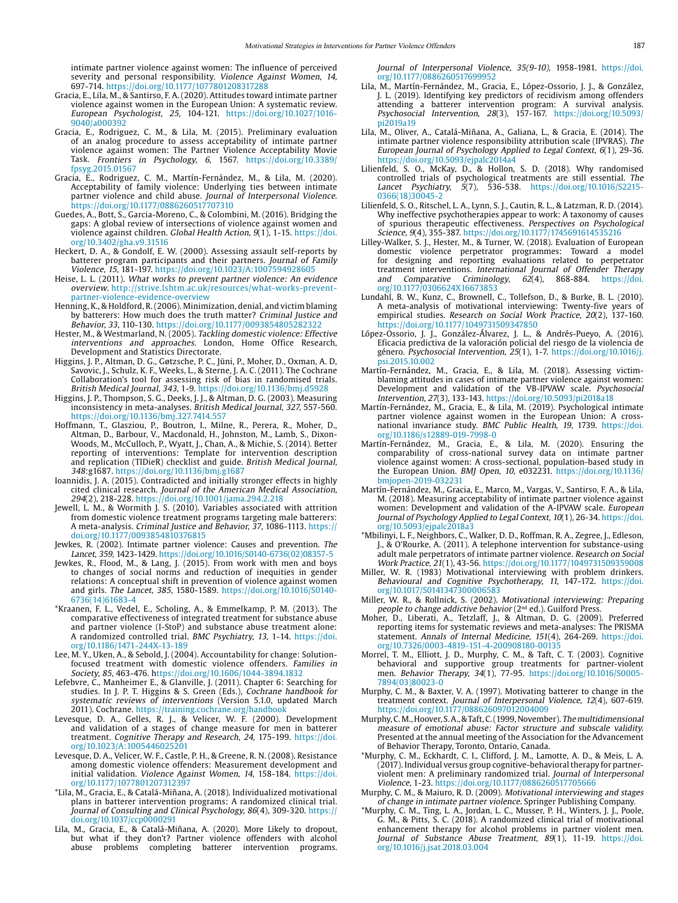intimate partner violence against women: The influence of perceived severity and personal responsibility. *Violence Against Women, 14*, 697-714. https://doi.org/10.1177/1077801208317288

Gracia, E., Lila, M., & Santirso, F. A. (2020). Attitudes toward intimate partner violence against women in the European Union: A systematic review. *European Psychologist, 25*, 104-121. https://doi.org/10.1027/1016-9040/a000392

Gracia, E., Rodriguez, C. M., & Lila, M. (2015). Preliminary evaluation of an analog procedure to assess acceptability of intimate partner violence against women: The Partner Violence Acceptability Movie Task. *Frontiers in Psychology, 6*, 1567. https://doi.org/10.3389/fpsyg.2015.01567

Gracia, E., Rodriguez, C. M., Martín-Fernández, M., & Lila, M. (2020). Acceptability of family violence: Underlying ties between intimate partner violence and child abuse. *Journal of Interpersonal Violence*. https://doi.org/10.1177/0886260517707310

Guedes, A., Bott, S., Garcia-Moreno, C., & Colombini, M. (2016). Bridging the gaps: A global review of intersections of violence against women and violence against children. *Global Health Action, 9*(1), 1-15. https://doi.org/10.3402/gha.v9.31516

Heckert, D. A., & Gondolf, E. W. (2000). Assessing assault self-reports by batterer program participants and their partners. *Journal of Family Violence, 15*, 181-197. https://doi.org/10.1023/A:1007594928605

Heise, L. L. (2011). *What works to prevent partner violence: An evidence overview*. http://strive.lshtm.ac.uk/resources/what-works-prevent-partner-violence-evidence-overview

Henning, K., & Holdford, R. (2006). Minimization, denial, and victim blaming by batterers: How much does the truth matter? *Criminal Justice and Behavior, 33*, 110-130. https://doi.org/10.1177/0093854805282322

Hester, M., & Westmarland, N. (2005). *Tackling domestic violence: Effective interventions and approaches*. London, Home Office Research, Development and Statistics Directorate.

Higgins, J. P., Altman, D. G., Gøtzsche, P. C., Jüni, P., Moher, D., Oxman, A. D, Savovic, J., Schulz, K. F., Weeks, L., & Sterne, J. A. C. (2011). The Cochrane Collaboration's tool for assessing risk of bias in randomised trials. *British Medical Journal, 343*, 1-9. https://doi.org/10.1136/bmj.d5928

Higgins, J. P., Thompson, S. G., Deeks, J. J., & Altman, D. G. (2003). Measuring inconsistency in meta-analyses. *British Medical Journal, 327*, 557-560. https://doi.org/10.1136/bmj.327.7414.557

Hoffmann, T., Glasziou, P., Boutron, I., Milne, R., Perera, R., Moher, D., Altman, D., Barbour, V., Macdonald, H., Johnston, M., Lamb, S., Dixon-Woods, M., McCulloch, P., Wyatt, J., Chan, A., & Michie, S. (2014). Better reporting of interventions: Template for intervention description and replication (TIDieR) checklist and guide. *British Medical Journal, 348*:g1687. https://doi.org/10.1136/bmj.g1687

Ioannidis, J. A. (2015). Contradicted and initially stronger effects in highly cited clinical research. *Journal of the American Medical Association, 294*(2), 218-228. https://doi.org/10.1001/jama.294.2.218

Jewell, L. M., & Wormith J. S. (2010). Variables associated with attrition from domestic violence treatment programs targeting male batterers: A meta-analysis. *Criminal Justice and Behavior, 37*, 1086-1113. https://doi.org/10.1177/0093854810376815

Jewkes, R. (2002). Intimate partner violence: Causes and prevention. *The Lancet, 359*, 1423-1429. https://doi.org/10.1016/S0140-6736(02)08357-5

Jewkes, R., Flood, M., & Lang, J. (2015). From work with men and boys to changes of social norms and reduction of inequities in gender relations: A conceptual shift in prevention of violence against women and girls. *The Lancet, 385*, 1580-1589. https://doi.org/10.1016/S0140-6736(14)61683-4

*Kraanen, F. L., Vedel, E., Scholing, A., & Emmelkamp, P. M. (2013). The comparative effectiveness of integrated treatment for substance abuse and partner violence (I-StoP) and substance abuse treatment alone: A randomized controlled trial. *BMC Psychiatry, 13*, 1-14. https://doi.org/10.1186/1471-244X-13-189

Lee, M. Y., Uken, A., & Sebold, J. (2004). Accountability for change: Solution-focused treatment with domestic violence offenders. *Families in Society, 85*, 463-476. https://doi.org/10.1606/1044-3894.1832

Lefebvre, C., Manheimer E., & Glanville, J. (2011). Chapter 6: Searching for studies. In J. P. T. Higgins & S. Green (Eds.), *Cochrane handbook for systematic reviews of interventions* (Version 5.1.0, updated March 2011). Cochrane. https://training.cochrane.org/handbook

Levesque, D. A., Gelles, R. J., & Velicer, W. F. (2000). Development and validation of a stages of change measure for men in batterer treatment. *Cognitive Therapy and Research, 24*, 175-199. https://doi.org/10.1023/A:1005446025201

Levesque, D. A., Velicer, W. F., Castle, P. H., & Greene, R. N. (2008). Resistance among domestic violence offenders: Measurement development and initial validation. *Violence Against Women, 14*, 158-184. https://doi.org/10.1177/1077801207312397

*Lila, M., Gracia, E., & Catalá-Miñana, A. (2018). Individualized motivational plans in batterer intervention programs: A randomized clinical trial. *Journal of Consulting and Clinical Psychology, 86*(4), 309-320. https://doi.org/10.1037/ccp0000291

Lila, M., Gracia, E., & Catalá-Miñana, A. (2020). More Likely to dropout, but what if they don't? Partner violence offenders with alcohol abuse problems completing batterer intervention programs. *Journal of Interpersonal Violence, 35(9-10)*, 1958-1981. https://doi.org/10.1177/0886260517699952

Lila, M., Martín-Fernández, M., Gracia, E., López-Ossorio, J. J., & González, J. L. (2019). Identifying key predictors of recidivism among offenders attending a batterer intervention program: A survival analysis. *Psychosocial Intervention, 28*(3), 157-167. https://doi.org/10.5093/pi2019a19

Lila, M., Oliver, A., Catalá-Miñana, A., Galiana, L., & Gracia, E. (2014). The intimate partner violence responsibility attribution scale (IPVRAS). *The European Journal of Psychology Applied to Legal Context, 6*(1), 29-36. https://doi.org/10.5093/ejpalc2014a4

Lilienfeld, S. O., McKay, D., & Hollon, S. D. (2018). Why randomised controlled trials of psychological treatments are still essential. *The Lancet Psychiatry, 5*(7), 536-538. https://doi.org/10.1016/S2215-0366(18)30045-2

Lilienfeld, S. O., Ritschel, L. A., Lynn, S. J., Cautin, R. L., & Latzman, R. D. (2014). Why ineffective psychotherapies appear to work: A taxonomy of causes of spurious therapeutic effectiveness. *Perspectives on Psychological Science, 9*(4), 355-387. https://doi.org/10.1177/1745691614535216

Lilley-Walker, S. J., Hester, M., & Turner, W. (2018). Evaluation of European domestic violence perpetrator programmes: Toward a model for designing and reporting evaluations related to perpetrator treatment interventions. *International Journal of Offender Therapy and Comparative Criminology, 62*(4), 868-884. https://doi.org/10.1177/0306624X16673853

Lundahl, B. W., Kunz, C., Brownell, C., Tollefson, D., & Burke, B. L. (2010). A meta-analysis of motivational interviewing: Twenty-five years of empirical studies. *Research on Social Work Practice, 20*(2), 137-160. https://doi.org/10.1177/1049731509347850

López-Ossorio, J. J., González-Álvarez, J. L., & Andrés-Pueyo, A. (2016). Eficacia predictiva de la valoración policial del riesgo de la violencia de género. *Psychosocial Intervention, 25*(1), 1-7. https://doi.org/10.1016/j.psi.2015.10.002

Martín-Fernández, M., Gracia, E., & Lila, M. (2018). Assessing victim-blaming attitudes in cases of intimate partner violence against women: Development and validation of the VB-IPVAW scale. *Psychosocial Intervention, 27*(3), 133-143. https://doi.org/10.5093/pi2018a18

Martín-Fernández, M., Gracia, E., & Lila, M. (2019). Psychological intimate partner violence against women in the European Union: A cross-national invariance study. *BMC Public Health, 19*, 1739. https://doi.org/10.1186/s12889-019-7998-0

Martín-Fernández, M., Gracia, E., & Lila, M. (2020). Ensuring the comparability of cross-national survey data on intimate partner violence against women: A cross-sectional, population-based study in the European Union. *BMJ Open, 10*, e032231. https://doi.org/10.1136/bmjopen-2019-032231

Martín-Fernández, M., Gracia, E., Marco, M., Vargas, V., Santirso, F. A., & Lila, M. (2018). Measuring acceptability of intimate partner violence against women: Development and validation of the A-IPVAW scale. *European Journal of Psychology Applied to Legal Context, 10*(1), 26-34. https://doi.org/10.5093/ejpalc2018a3

*Mbilinyi, L. F., Neighbors, C., Walker, D. D., Roffman, R. A., Zegree, J., Edleson, J., & O'Rourke, A. (2011). A telephone intervention for substance-using adult male perpetrators of intimate partner violence. *Research on Social Work Practice, 21*(1), 43-56. https://doi.org/10.1177/1049731509359008

Miller, W. R. (1983) Motivational interviewing with problem drinkers. *Behavioural and Cognitive Psychotherapy, 11*, 147-172. https://doi.org/10.1017/S0141347300006583

Miller, W. R., & Rollnick, S. (2002). *Motivational interviewing: Preparing people to change addictive behavior* (2nd ed.). Guilford Press.

Moher, D., Liberati, A., Tetzlaff, J., & Altman, D. G. (2009). Preferred reporting items for systematic reviews and meta-analyses: The PRISMA statement. *Annals of Internal Medicine, 151*(4), 264-269. https://doi.org/10.7326/0003-4819-151-4-200908180-00135

Morrel, T. M., Elliott, J. D., Murphy, C. M., & Taft, C. T. (2003). Cognitive behavioral and supportive group treatments for partner-violent men. *Behavior Therapy, 34*(1), 77-95. https://doi.org/10.1016/S0005-7894(03)80023-0

Murphy, C. M., & Baxter, V. A. (1997). Motivating batterer to change in the treatment context. *Journal of Interpersonal Violence, 12*(4), 607-619. https://doi.org/10.1177/088626097012004009

Murphy, C. M., Hoover, S. A., & Taft, C. T. (1999, November). *The multidimensional measure of emotional abuse: Factor structure and subscale validity*. Presented at the annual meeting of the Association for the Advancement of Behavior Therapy, Toronto, Ontario, Canada.

*Murphy, C. M., Eckhardt, C. I., Clifford, J. M., Lamotte, A. D., & Meis, L. A. (2017). Individual versus group cognitive-behavioral therapy for partner-violent men: A preliminary randomized trial. *Journal of Interpersonal Violence*, 1-23. https://doi.org/10.1177/0886260517705666

Murphy, C. M., & Maiuro, R. D. (2009). *Motivational interviewing and stages of change in intimate partner violence*. Springer Publishing Company.

*Murphy, C. M., Ting, L. A., Jordan, L. C., Musser, P. H., Winters, J. J., Poole, G. M., & Pitts, S. C. (2018). A randomized clinical trial of motivational enhancement therapy for alcohol problems in partner violent men. *Journal of Substance Abuse Treatment, 89*(1), 11-19. https://doi.org/10.1016/j.jsat.2018.03.004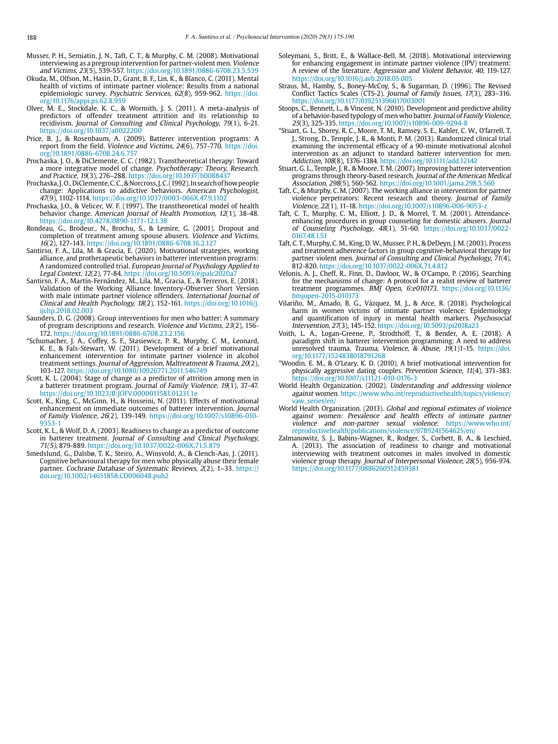Musser, P. H., Semiatin, J. N., Taft, C. T., & Murphy, C. M. (2008). Motivational interviewing as a pregroup intervention for partner-violent men. *Violence and Victims, 23*(5), 539-557. https://doi.org/10.1891/0886-6708.23.5.539

Okuda, M., Olfson, M., Hasin, D., Grant, B. F., Lin, K., & Blanco, C. (2011). Mental health of victims of intimate partner violence: Results from a national epidemiologic survey. *Psychiatric Services, 62*(8), 959-962. https://doi.org/10.1176/appi.ps.62.8.959

Olver, M. E., Stockdale, K. C., & Wormith, J. S. (2011). A meta-analysis of predictors of offender treatment attrition and its relationship to recidivism. *Journal of Consulting and Clinical Psychology, 79*(1), 6-21. https://doi.org/10.1037/a0022200

Price, B. J., & Rosenbaum, A. (2009). Batterer intervention programs: A report from the field. *Violence and Victims, 24*(6), 757-770. https://doi.org/10.1891/0886-6708.24.6.757

Prochaska, J. O., & DiClemente, C. C. (1982). Transtheoretical therapy: Toward a more integrative model of change. *Psychotherapy: Theory, Research, and Practice, 19*(3), 276–288. https://doi.org/10.1037/h0088437

Prochaska, J. O., DiClemente, C. C., & Norcross, J. C. (1992). In search of how people change: Applications to addictive behaviors. *American Psychologist, 47*(9), 1102-1114. https://doi.org/10.1037/0003-066X.47.9.1102

Prochaska, J.O., & Velicer, W. F. (1997). The transtheoretical model of health behavior change. *American Journal of Health Promotion, 12*(1), 38-48. https://doi.org/10.4278/0890-1171-12.1.38

Rondeau, G., Brodeur., N., Brochu, S., & Lemire, G. (2001). Dropout and completion of treatment among spouse abusers. *Violence and Victims, 16*(2), 127-143. https://doi.org/10.1891/0886-6708.16.2.127

Santirso, F. A., Lila, M. & Gracia, E. (2020). Motivational strategies, working alliance, and protherapeutic behaviors in batterer intervention programs: A randomized controlled trial. *European Journal of Psychology Applied to Legal Context, 12*(2), 77-84. https://doi.org/10.5093/ejpalc2020a7

Santirso, F. A., Martín-Fernández, M., Lila, M., Gracia, E., & Terreros, E. (2018). Validation of the Working Alliance Inventory-Observer Short Version with male intimate partner violence offenders. *International Journal of Clinical and Health Psychology, 18*(2), 152-161. https://doi.org/10.1016/j.ijchp.2018.02.003

Saunders, D. G. (2008). Group interventions for men who batter: A summary of program descriptions and research. *Violence and Victims, 23*(2), 156-172. https://doi.org/10.1891/0886-6708.23.2.156

*Schumacher, J. A., Coffey, S. F., Stasiewicz, P. R., Murphy, C. M., Leonard, K. E., & Fals-Stewart, W. (2011). Development of a brief motivational enhancement intervention for intimate partner violence in alcohol treatment settings. *Journal of Aggression, Maltreatment & Trauma, 20*(2), 103-127. https://doi.org/10.1080/10926771.2011.546749

Scott, K. L. (2004). Stage of change as a predictor of attrition among men in a batterer treatment program. *Journal of Family Violence, 19*(1), 37-47. https://doi.org/10.1023/B:JOFV.0000011581.01231.1e

Scott, K., King, C., McGinn, H., & Hosseini, N. (2011). Effects of motivational enhancement on immediate outcomes of batterer intervention. *Journal of Family Violence, 26*(2), 139-149. https://doi.org/10.1007/s10896-010-9353-1

Scott, K. L., & Wolf, D. A. (2003). Readiness to change as a predictor of outcome in batterer treatment. *Journal of Consulting and Clinical Psychology, 71(5)*, 879-889. https://doi.org/10.1037/0022-006X.71.5.879

Smedslund, G., Dalsbø, T. K., Steiro, A., Winsvold, A., & Clench-Aas, J. (2011). Cognitive behavioural therapy for men who physically abuse their female partner. *Cochrane Database of Systematic Reviews, 2*(2), 1–33. https://doi.org/10.1002/14651858.CD006048.pub2

Soleymani, S., Britt, E., & Wallace-Bell, M. (2018). Motivational interviewing for enhancing engagement in intimate partner violence (IPV) treatment: A review of the literature. *Aggression and Violent Behavior, 40*, 119-127. https://doi.org/10.1016/j.avb.2018.05.005

Straus, M., Hamby, S., Boney-McCoy, S., & Sugarman, D. (1996). The Revised Conflict Tactics Scales (CTS-2). *Journal of Family Issues, 17*(3), 283–316. https://doi.org/10.1177/019251396017003001

Stoops, C., Bennett, L., & Vincent, N. (2010). Development and predictive ability of a behavior-based typology of men who batter. *Journal of Family Violence, 25*(3), 325-335. https://doi.org/10.1007/s10896-009-9294-8

*Stuart, G. L., Shorey, R. C., Moore, T. M., Ramsey, S. E., Kahler, C. W., O'farrell, T. J., Strong, D., Temple, J. R., & Monti, P. M. (2013). Randomized clinical trial examining the incremental efficacy of a 90-minute motivational alcohol intervention as an adjunct to standard batterer intervention for men. *Addiction, 108*(8), 1376-1384. https://doi.org/10.1111/add.12142

Stuart, G. L., Temple, J. R., & Moore, T. M. (2007). Improving batterer intervention programs through theory-based research. *Journal of the American Medical Association, 298*(5), 560-562. https://doi.org/10.1001/jama.298.5.560

Taft, C., & Murphy, C. M. (2007). The working alliance in intervention for partner violence perpetrators: Recent research and theory. *Journal of Family Violence, 22*(1), 11-18. https://doi.org/10.1007/s10896-006-9053-z

Taft, C. T., Murphy, C. M., Elliott, J. D., & Morrel, T. M. (2001). Attendance-enhancing procedures in group counseling for domestic abusers. *Journal of Counseling Psychology, 48*(1), 51-60. https://doi.org/10.1037/0022-0167.48.1.51

Taft, C. T., Murphy, C. M., King, D. W., Musser, P. H., & DeDeyn, J. M. (2003). Process and treatment adherence factors in group cognitive-behavioral therapy for partner violent men. *Journal of Consulting and Clinical Psychology, 71*(4), 812-820. https://doi.org/10.1037/0022-006X.71.4.812

Velonis, A. J., Cheff, R., Finn, D., Davloor, W., & O'Campo, P. (2016). Searching for the mechanisms of change: A protocol for a realist review of batterer treatment programmes. *BMJ Open, 6:e010173*. https://doi.org/10.1136/bmjopen-2015-010173

Vilariño, M., Amado, B. G., Vázquez, M. J., & Arce, R. (2018). Psychological harm in women victims of intimate partner violence: Epidemiology and quantification of injury in mental health markers. *Psychosocial Intervention, 27*(3), 145-152. https://doi.org/10.5093/pi2018a23

Voith, L. A., Logan-Greene, P., Strodthoff, T., & Bender, A. E. (2018). A paradigm shift in batterer intervention programming: A need to address unresolved trauma. *Trauma, Violence, & Abuse, 19*(1)1-15. https://doi.org/10.1177/1524838018791268

*Woodin, E. M., & O'Leary, K. D. (2010). A brief motivational intervention for physically aggressive dating couples. *Prevention Science, 11*(4), 371-383. https://doi.org/10.1007/s11121-010-0176-3

World Health Organization. (2002). *Understanding and addressing violence against women*. https://www.who.int/reproductivehealth/topics/violence/vaw_series/en/

World Health Organization. (2013). *Global and regional estimates of violence against women: Prevalence and health effects of intimate partner violence and non-partner sexual violence*. https://www.who.int/reproductivehealth/publications/violence/9789241564625/en/

Zalmanowitz, S. J., Babins-Wagner, R., Rodger, S., Corbett, B. A., & Leschied, A. (2013). The association of readiness to change and motivational interviewing with treatment outcomes in males involved in domestic violence group therapy. *Journal of Interpersonal Violence, 28*(5), 956-974. https://doi.org/10.1177/0886260512459381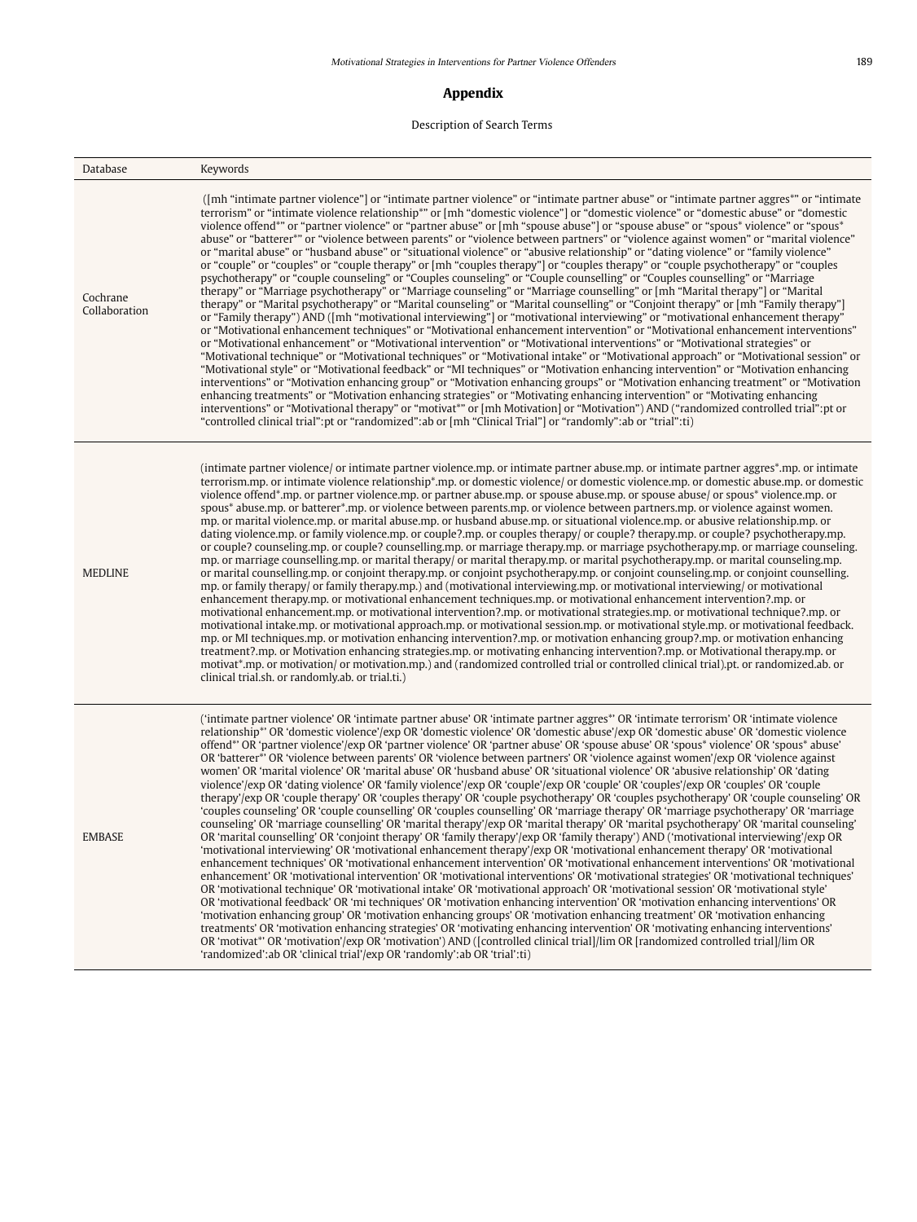## Appendix

Description of Search Terms

| Database | Keywords |
|---|---|
| Cochrane Collaboration | ([mh "intimate partner violence"] or "intimate partner violence" or "intimate partner abuse" or "intimate partner aggres*" or "intimate terrorism" or "intimate violence relationship*" or [mh "domestic violence"] or "domestic violence" or "domestic abuse" or "domestic violence offend*" or "partner violence" or "partner abuse" or [mh "spouse abuse"] or "spouse abuse" or "spous* violence" or "spous* abuse" or "batterer*" or "violence between parents" or "violence between partners" or "violence against women" or "marital violence" or "marital abuse" or "husband abuse" or "situational violence" or "abusive relationship" or "dating violence" or "family violence" or "couple" or "couples" or "couple therapy" or [mh "couples therapy"] or "couples therapy" or "couple psychotherapy" or "couples psychotherapy" or "couple counseling" or "Couples counseling" or "Couple counselling" or "Couples counselling" or "Marriage therapy" or "Marriage psychotherapy" or "Marriage counseling" or "Marriage counselling" or [mh "Marital therapy"] or "Marital therapy" or "Marital psychotherapy" or "Marital counseling" or "Marital counselling" or "Conjoint therapy" or [mh "Family therapy"] or "Family therapy") AND ([mh "motivational interviewing"] or "motivational interviewing" or "motivational enhancement therapy" or "Motivational enhancement techniques" or "Motivational enhancement intervention" or "Motivational enhancement interventions" or "Motivational enhancement" or "Motivational intervention" or "Motivational interventions" or "Motivational strategies" or "Motivational technique" or "Motivational techniques" or "Motivational intake" or "Motivational approach" or "Motivational session" or "Motivational style" or "Motivational feedback" or "MI techniques" or "Motivation enhancing intervention" or "Motivation enhancing interventions" or "Motivation enhancing group" or "Motivation enhancing groups" or "Motivation enhancing treatment" or "Motivation enhancing treatments" or "Motivation enhancing strategies" or "Motivating enhancing intervention" or "Motivating enhancing interventions" or "Motivational therapy" or "motivat*" or [mh Motivation] or "Motivation") AND ("randomized controlled trial":pt or "controlled clinical trial":pt or "randomized":ab or [mh "Clinical Trial"] or "randomly":ab or "trial":ti) |
| MEDLINE | (intimate partner violence/ or intimate partner violence.mp. or intimate partner abuse.mp. or intimate partner aggres*.mp. or intimate terrorism.mp. or intimate violence relationship*.mp. or domestic violence/ or domestic violence.mp. or domestic abuse.mp. or domestic violence offend*.mp. or partner violence.mp. or partner abuse.mp. or spouse abuse.mp. or spouse abuse/ or spous* violence.mp. or spous* abuse.mp. or batterer*.mp. or violence between parents.mp. or violence between partners.mp. or violence against women.mp. or marital violence.mp. or marital abuse.mp. or husband abuse.mp. or situational violence.mp. or abusive relationship.mp. or dating violence.mp. or family violence.mp. or couple?.mp. or couples therapy/ or couple? therapy.mp. or couple? psychotherapy.mp. or couple? counseling.mp. or couple? counselling.mp. or marriage therapy.mp. or marriage psychotherapy.mp. or marriage counseling.mp. or marriage counselling.mp. or marital therapy/ or marital therapy.mp. or marital psychotherapy.mp. or marital counseling.mp. or marital counselling.mp. or conjoint therapy.mp. or conjoint psychotherapy.mp. or conjoint counseling.mp. or conjoint counselling.mp. or family therapy/ or family therapy.mp.) and (motivational interviewing.mp. or motivational interviewing/ or motivational enhancement therapy.mp. or motivational enhancement techniques.mp. or motivational enhancement intervention?.mp. or motivational enhancement.mp. or motivational intervention?.mp. or motivational strategies.mp. or motivational technique?.mp. or motivational intake.mp. or motivational approach.mp. or motivational session.mp. or motivational style.mp. or motivational feedback.mp. or MI techniques.mp. or motivation enhancing intervention?.mp. or motivation enhancing group?.mp. or motivation enhancing treatment?.mp. or Motivation enhancing strategies.mp. or motivating enhancing intervention?.mp. or Motivational therapy.mp. or motivat*.mp. or motivation/ or motivation.mp.) and (randomized controlled trial or controlled clinical trial).pt. or randomized.ab. or clinical trial.sh. or randomly.ab. or trial.ti.) |
| EMBASE | ('intimate partner violence' OR 'intimate partner abuse' OR 'intimate partner aggres*' OR 'intimate terrorism' OR 'intimate violence relationship*' OR 'domestic violence'/exp OR 'domestic violence' OR 'domestic abuse'/exp OR 'domestic abuse' OR 'domestic violence offend*' OR 'partner violence'/exp OR 'partner violence' OR 'partner abuse' OR 'spouse abuse' OR 'spous* violence' OR 'spous* abuse' OR 'batterer*' OR 'violence between parents' OR 'violence between partners' OR 'violence against women'/exp OR 'violence against women' OR 'marital violence' OR 'marital abuse' OR 'husband abuse' OR 'situational violence' OR 'abusive relationship' OR 'dating violence'/exp OR 'dating violence' OR 'family violence'/exp OR 'couple'/exp OR 'couple' OR 'couples'/exp OR 'couples' OR 'couple therapy'/exp OR 'couple therapy' OR 'couples therapy' OR 'couple psychotherapy' OR 'couples psychotherapy' OR 'couple counseling' OR 'couples counseling' OR 'couple counselling' OR 'couples counselling' OR 'marriage therapy' OR 'marriage psychotherapy' OR 'marriage counseling' OR 'marriage counselling' OR 'marital therapy'/exp OR 'marital therapy' OR 'marital psychotherapy' OR 'marital counseling' OR 'marital counselling' OR 'conjoint therapy' OR 'family therapy'/exp OR 'family therapy') AND ('motivational interviewing'/exp OR 'motivational interviewing' OR 'motivational enhancement therapy'/exp OR 'motivational enhancement therapy' OR 'motivational enhancement techniques' OR 'motivational enhancement intervention' OR 'motivational enhancement interventions' OR 'motivational enhancement' OR 'motivational intervention' OR 'motivational interventions' OR 'motivational strategies' OR 'motivational techniques' OR 'motivational technique' OR 'motivational intake' OR 'motivational approach' OR 'motivational session' OR 'motivational style' OR 'motivational feedback' OR 'mi techniques' OR 'motivation enhancing intervention' OR 'motivation enhancing interventions' OR 'motivation enhancing group' OR 'motivation enhancing groups' OR 'motivation enhancing treatment' OR 'motivation enhancing treatments' OR 'motivation enhancing strategies' OR 'motivating enhancing intervention' OR 'motivating enhancing interventions' OR 'motivat*' OR 'motivation'/exp OR 'motivation') AND ([controlled clinical trial]/lim OR [randomized controlled trial]/lim OR 'randomized':ab OR 'clinical trial'/exp OR 'randomly':ab OR 'trial':ti) |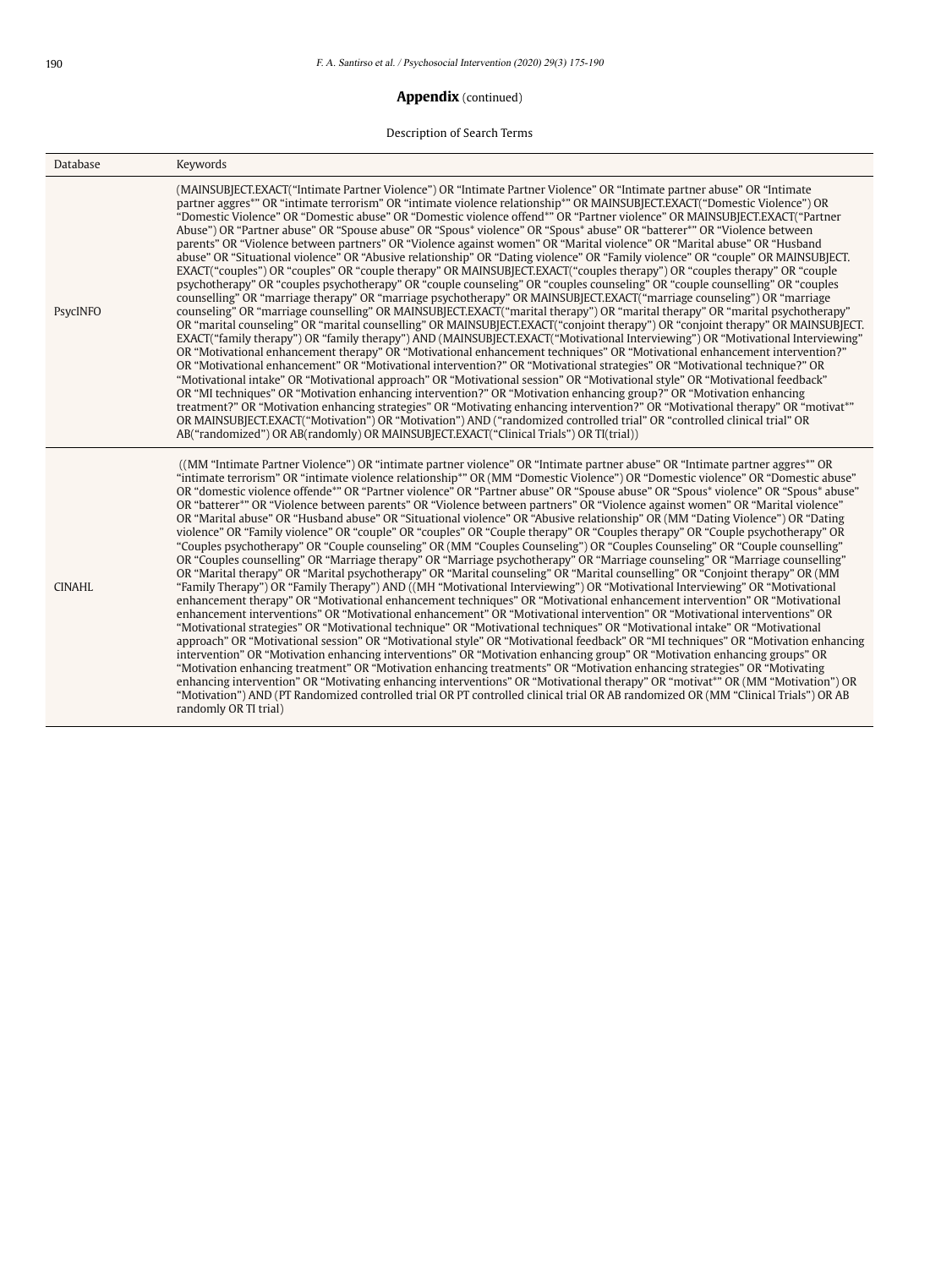## **Appendix** (continued)

Description of Search Terms

| Database | Keywords |
|---|---|
| PsycINFO | (MAINSUBJECT.EXACT("Intimate Partner Violence") OR "Intimate Partner Violence" OR "Intimate partner abuse" OR "Intimate partner aggres*" OR "intimate terrorism" OR "intimate violence relationship*" OR MAINSUBJECT.EXACT("Domestic Violence") OR "Domestic Violence" OR "Domestic abuse" OR "Domestic violence offend*" OR "Partner violence" OR MAINSUBJECT.EXACT("Partner Abuse") OR "Partner abuse" OR "Spouse abuse" OR "Spous* violence" OR "Spous* abuse" OR "batterer*" OR "Violence between parents" OR "Violence between partners" OR "Violence against women" OR "Marital violence" OR "Marital abuse" OR "Husband abuse" OR "Situational violence" OR "Abusive relationship" OR "Dating violence" OR "Family violence" OR "couple" OR MAINSUBJECT.EXACT("couples") OR "couples" OR "couple therapy" OR MAINSUBJECT.EXACT("couples therapy") OR "couples therapy" OR "couple psychotherapy" OR "couples psychotherapy" OR "couple counseling" OR "couples counseling" OR "couple counselling" OR "couples counselling" OR "marriage therapy" OR "marriage psychotherapy" OR MAINSUBJECT.EXACT("marriage counseling") OR "marriage counseling" OR "marriage counselling" OR MAINSUBJECT.EXACT("marital therapy") OR "marital therapy" OR "marital psychotherapy" OR "marital counseling" OR "marital counselling" OR MAINSUBJECT.EXACT("conjoint therapy") OR "conjoint therapy" OR MAINSUBJECT.EXACT("family therapy") OR "family therapy") AND (MAINSUBJECT.EXACT("Motivational Interviewing") OR "Motivational Interviewing" OR "Motivational enhancement therapy" OR "Motivational enhancement techniques" OR "Motivational enhancement intervention?" OR "Motivational enhancement" OR "Motivational intervention?" OR "Motivational strategies" OR "Motivational technique?" OR "Motivational intake" OR "Motivational approach" OR "Motivational session" OR "Motivational style" OR "Motivational feedback" OR "MI techniques" OR "Motivation enhancing intervention?" OR "Motivation enhancing group?" OR "Motivation enhancing treatment?" OR "Motivation enhancing strategies" OR "Motivating enhancing intervention?" OR "Motivational therapy" OR "motivat*" OR MAINSUBJECT.EXACT("Motivation") OR "Motivation") AND ("randomized controlled trial" OR "controlled clinical trial" OR AB("randomized") OR AB(randomly) OR MAINSUBJECT.EXACT("Clinical Trials") OR TI(trial)) |
| CINAHL | ((MM "Intimate Partner Violence") OR "intimate partner violence" OR "Intimate partner abuse" OR "Intimate partner aggres*" OR "intimate terrorism" OR "intimate violence relationship*" OR (MM "Domestic Violence") OR "Domestic violence" OR "Domestic abuse" OR "domestic violence offende*" OR "Partner violence" OR "Partner abuse" OR "Spouse abuse" OR "Spous* violence" OR "Spous* abuse" OR "batterer*" OR "Violence between parents" OR "Violence between partners" OR "Violence against women" OR "Marital violence" OR "Marital abuse" OR "Husband abuse" OR "Situational violence" OR "Abusive relationship" OR (MM "Dating Violence") OR "Dating violence" OR "Family violence" OR "couple" OR "couples" OR "Couple therapy" OR "Couples therapy" OR "Couple psychotherapy" OR "Couples psychotherapy" OR "Couple counseling" OR (MM "Couples Counseling") OR "Couples Counseling" OR "Couple counselling" OR "Couples counselling" OR "Marriage therapy" OR "Marriage psychotherapy" OR "Marriage counseling" OR "Marriage counselling" OR "Marital therapy" OR "Marital psychotherapy" OR "Marital counseling" OR "Marital counselling" OR "Conjoint therapy" OR (MM "Family Therapy") OR "Family Therapy") AND ((MH "Motivational Interviewing") OR "Motivational Interviewing" OR "Motivational enhancement therapy" OR "Motivational enhancement techniques" OR "Motivational enhancement intervention" OR "Motivational enhancement interventions" OR "Motivational enhancement" OR "Motivational intervention" OR "Motivational interventions" OR "Motivational strategies" OR "Motivational technique" OR "Motivational techniques" OR "Motivational intake" OR "Motivational approach" OR "Motivational session" OR "Motivational style" OR "Motivational feedback" OR "MI techniques" OR "Motivation enhancing intervention" OR "Motivation enhancing interventions" OR "Motivation enhancing group" OR "Motivation enhancing groups" OR "Motivation enhancing treatment" OR "Motivation enhancing treatments" OR "Motivation enhancing strategies" OR "Motivating enhancing intervention" OR "Motivating enhancing interventions" OR "Motivational therapy" OR "motivat*" OR (MM "Motivation") OR "Motivation") AND (PT Randomized controlled trial OR PT controlled clinical trial OR AB randomized OR (MM "Clinical Trials") OR AB randomly OR TI trial) |